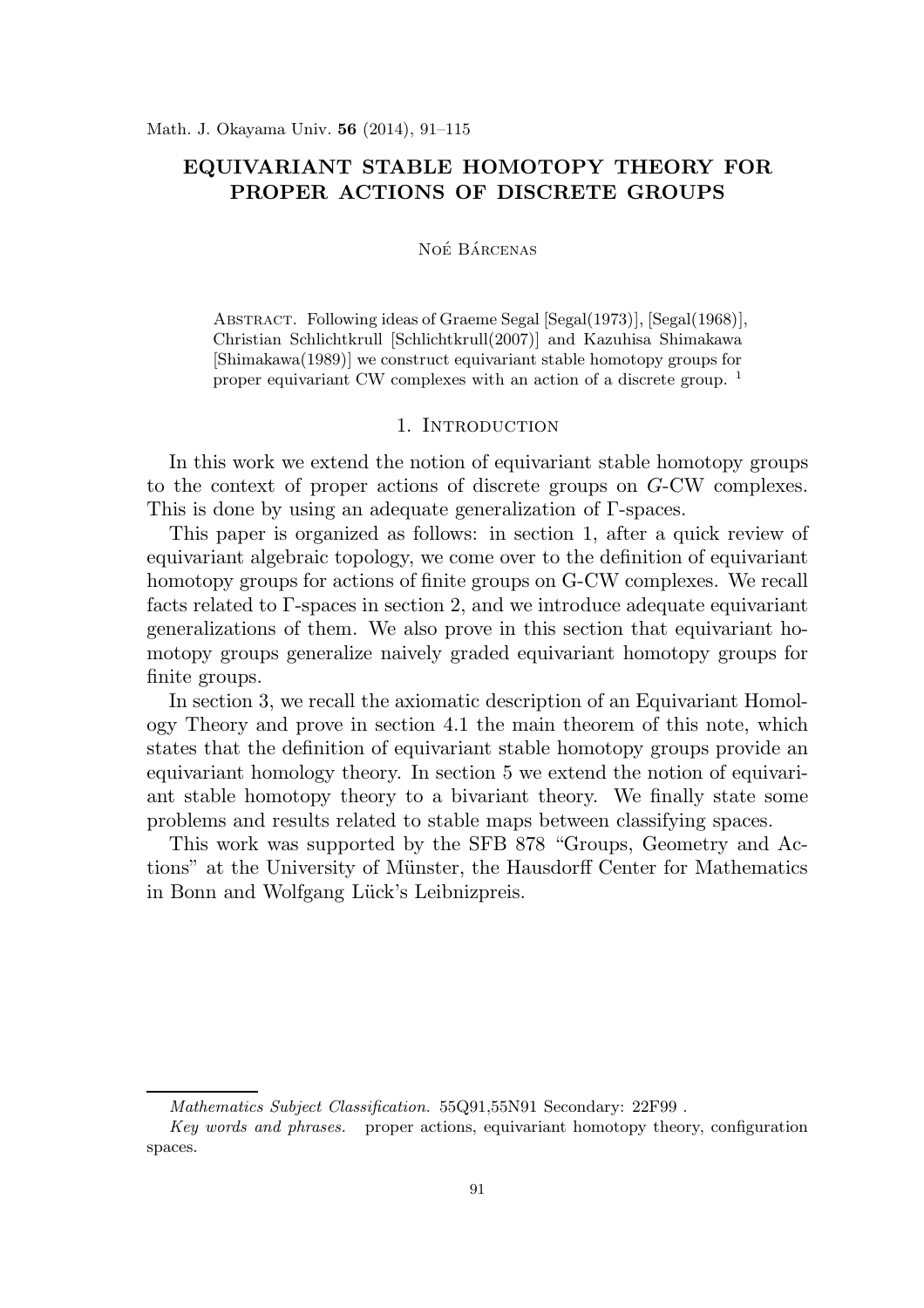# EQUIVARIANT STABLE HOMOTOPY THEORY FOR PROPER ACTIONS OF DISCRETE GROUPS

NOÉ BÁRCENAS

ABSTRACT. Following ideas of Graeme Segal [Segal(1973)], [Segal(1968)], Christian Schlichtkrull [Schlichtkrull(2007)] and Kazuhisa Shimakawa [Shimakawa(1989)] we construct equivariant stable homotopy groups for proper equivariant CW complexes with an action of a discrete group. [1]

## 1. INTRODUCTION

In this work we extend the notion of equivariant stable homotopy groups to the context of proper actions of discrete groups on $G$-CW complexes. This is done by using an adequate generalization of $\Gamma$-spaces.

This paper is organized as follows: in section 1, after a quick review of equivariant algebraic topology, we come over to the definition of equivariant homotopy groups for actions of finite groups on G-CW complexes. We recall facts related to $\Gamma$-spaces in section 2, and we introduce adequate equivariant generalizations of them. We also prove in this section that equivariant homotopy groups generalize naively graded equivariant homotopy groups for finite groups.

In section 3, we recall the axiomatic description of an Equivariant Homology Theory and prove in section 4.1 the main theorem of this note, which states that the definition of equivariant stable homotopy groups provide an equivariant homology theory. In section 5 we extend the notion of equivariant stable homotopy theory to a bivariant theory. We finally state some problems and results related to stable maps between classifying spaces.

This work was supported by the SFB 878 "Groups, Geometry and Actions" at the University of Münster, the Hausdorff Center for Mathematics in Bonn and Wolfgang Lück's Leibnizpreis.

---

*Mathematics Subject Classification.* 55Q91,55N91 Secondary: 22F99 .

*Key words and phrases.* proper actions, equivariant homotopy theory, configuration spaces.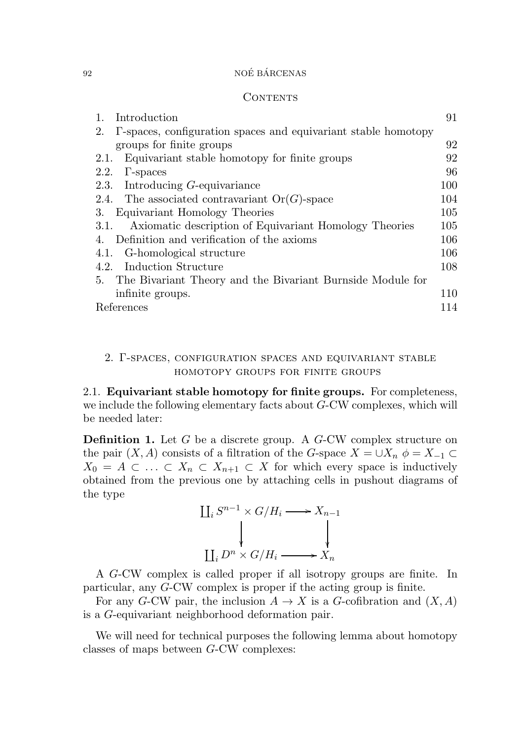## Contents

| | |
|---|---|
| 1. Introduction | 91 |
| 2. Γ-spaces, configuration spaces and equivariant stable homotopy groups for finite groups | 92 |
| 2.1. Equivariant stable homotopy for finite groups | 92 |
| 2.2. Γ-spaces | 96 |
| 2.3. Introducing $G$-equivariance | 100 |
| 2.4. The associated contravariant $\mathrm{Or}(G)$-space | 104 |
| 3. Equivariant Homology Theories | 105 |
| 3.1. Axiomatic description of Equivariant Homology Theories | 105 |
| 4. Definition and verification of the axioms | 106 |
| 4.1. G-homological structure | 106 |
| 4.2. Induction Structure | 108 |
| 5. The Bivariant Theory and the Bivariant Burnside Module for infinite groups. | 110 |
| References | 114 |

## 2. Γ-spaces, configuration spaces and equivariant stable homotopy groups for finite groups

2.1. **Equivariant stable homotopy for finite groups.** For completeness, we include the following elementary facts about $G$-CW complexes, which will be needed later:

**Definition 1.** Let $G$ be a discrete group. A $G$-CW complex structure on the pair $(X, A)$ consists of a filtration of the $G$-space $X = \cup X_n$ $\phi = X_{-1} \subset X_0 = A \subset \ldots \subset X_n \subset X_{n+1} \subset X$ for which every space is inductively obtained from the previous one by attaching cells in pushout diagrams of the type

$$
\begin{array}{ccc}
\coprod_i S^{n-1} \times G/H_i & \longrightarrow & X_{n-1} \\
\downarrow & & \downarrow \\
\coprod_i D^n \times G/H_i & \longrightarrow & X_n
\end{array}
$$

A $G$-CW complex is called proper if all isotropy groups are finite. In particular, any $G$-CW complex is proper if the acting group is finite.

For any $G$-CW pair, the inclusion $A \to X$ is a $G$-cofibration and $(X, A)$ is a $G$-equivariant neighborhood deformation pair.

We will need for technical purposes the following lemma about homotopy classes of maps between $G$-CW complexes: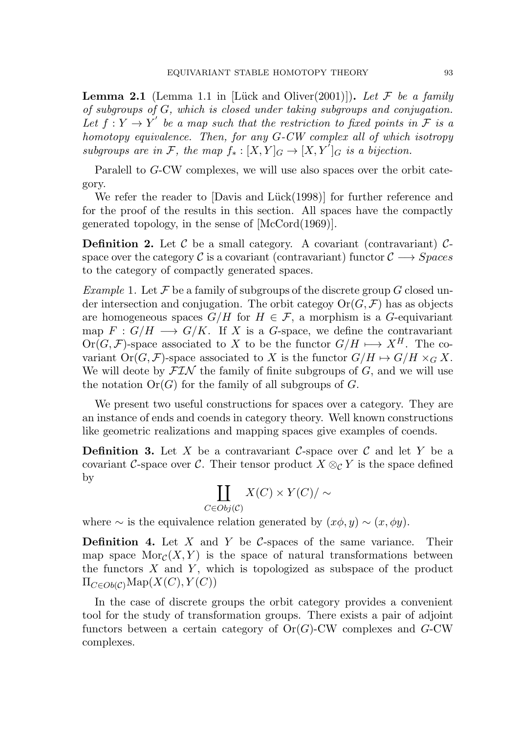**Lemma 2.1** (Lemma 1.1 in [Lück and Oliver(2001)])**.** *Let $\mathcal{F}$ be a family of subgroups of $G$, which is closed under taking subgroups and conjugation. Let $f : Y \to Y'$ be a map such that the restriction to fixed points in $\mathcal{F}$ is a homotopy equivalence. Then, for any $G$-CW complex all of which isotropy subgroups are in $\mathcal{F}$, the map $f_* : [X, Y]_G \to [X, Y']_G$ is a bijection.*

Paralell to $G$-CW complexes, we will use also spaces over the orbit category.

We refer the reader to [Davis and Lück(1998)] for further reference and for the proof of the results in this section. All spaces have the compactly generated topology, in the sense of [McCord(1969)].

**Definition 2.** Let $\mathcal{C}$ be a small category. A covariant (contravariant) $\mathcal{C}$-space over the category $\mathcal{C}$ is a covariant (contravariant) functor $\mathcal{C} \longrightarrow Spaces$ to the category of compactly generated spaces.

*Example* 1. Let $\mathcal{F}$ be a family of subgroups of the discrete group $G$ closed under intersection and conjugation. The orbit categoy $\mathrm{Or}(G, \mathcal{F})$ has as objects are homogeneous spaces $G/H$ for $H \in \mathcal{F}$, a morphism is a $G$-equivariant map $F : G/H \longrightarrow G/K$. If $X$ is a $G$-space, we define the contravariant $\mathrm{Or}(G, \mathcal{F})$-space associated to $X$ to be the functor $G/H \longmapsto X^H$. The covariant $\mathrm{Or}(G, \mathcal{F})$-space associated to $X$ is the functor $G/H \mapsto G/H \times_G X$. We will deote by $\mathcal{FIN}$ the family of finite subgroups of $G$, and we will use the notation $\mathrm{Or}(G)$ for the family of all subgroups of $G$.

We present two useful constructions for spaces over a category. They are an instance of ends and coends in category theory. Well known constructions like geometric realizations and mapping spaces give examples of coends.

**Definition 3.** Let $X$ be a contravariant $\mathcal{C}$-space over $\mathcal{C}$ and let $Y$ be a covariant $\mathcal{C}$-space over $\mathcal{C}$. Their tensor product $X \otimes_{\mathcal{C}} Y$ is the space defined by

$$\coprod_{C \in Obj(\mathcal{C})} X(C) \times Y(C)/\sim$$

where $\sim$ is the equivalence relation generated by $(x\phi, y) \sim (x, \phi y)$.

**Definition 4.** Let $X$ and $Y$ be $\mathcal{C}$-spaces of the same variance. Their map space $\mathrm{Mor}_{\mathcal{C}}(X, Y)$ is the space of natural transformations between the functors $X$ and $Y$, which is topologized as subspace of the product $\Pi_{C \in Ob(\mathcal{C})} \mathrm{Map}(X(C), Y(C))$

In the case of discrete groups the orbit category provides a convenient tool for the study of transformation groups. There exists a pair of adjoint functors between a certain category of $\mathrm{Or}(G)$-CW complexes and $G$-CW complexes.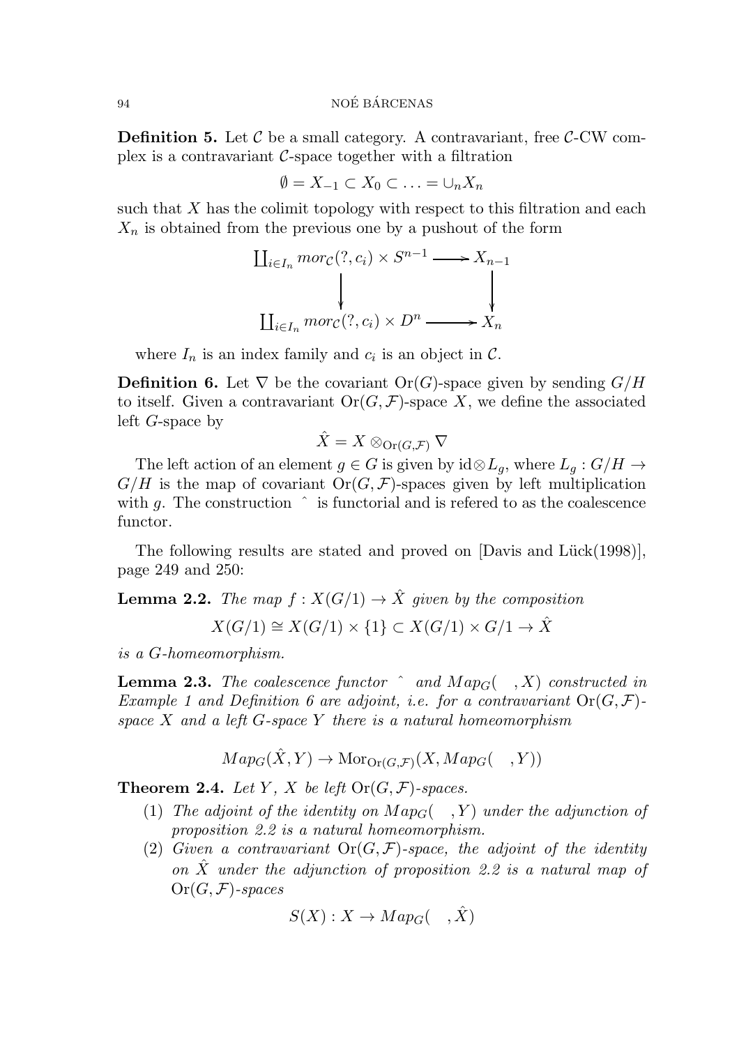**Definition 5.** Let $\mathcal{C}$ be a small category. A contravariant, free $\mathcal{C}$-CW complex is a contravariant $\mathcal{C}$-space together with a filtration

$$\emptyset = X_{-1} \subset X_0 \subset \ldots = \cup_n X_n$$

such that $X$ has the colimit topology with respect to this filtration and each $X_n$ is obtained from the previous one by a pushout of the form

$$\begin{array}{ccc}
\coprod_{i \in I_n} mor_{\mathcal{C}}(?, c_i) \times S^{n-1} & \longrightarrow & X_{n-1} \\
\downarrow & & \downarrow \\
\coprod_{i \in I_n} mor_{\mathcal{C}}(?, c_i) \times D^n & \longrightarrow & X_n
\end{array}$$

where $I_n$ is an index family and $c_i$ is an object in $\mathcal{C}$.

**Definition 6.** Let $\nabla$ be the covariant $\mathrm{Or}(G)$-space given by sending $G/H$ to itself. Given a contravariant $\mathrm{Or}(G, \mathcal{F})$-space $X$, we define the associated left $G$-space by

$$\hat{X} = X \otimes_{\mathrm{Or}(G,\mathcal{F})} \nabla$$

The left action of an element $g \in G$ is given by $\mathrm{id} \otimes L_g$, where $L_g : G/H \to G/H$ is the map of covariant $\mathrm{Or}(G, \mathcal{F})$-spaces given by left multiplication with $g$. The construction $\hat{}$ is functorial and is refered to as the coalescence functor.

The following results are stated and proved on [Davis and Lück(1998)], page 249 and 250:

**Lemma 2.2.** *The map $f : X(G/1) \to \hat{X}$ given by the composition*

$$X(G/1) \cong X(G/1) \times \{1\} \subset X(G/1) \times G/1 \to \hat{X}$$

*is a $G$-homeomorphism.*

**Lemma 2.3.** *The coalescence functor $\hat{}$ and $Map_G(\ \ , X)$ constructed in Example 1 and Definition 6 are adjoint, i.e. for a contravariant $\mathrm{Or}(G, \mathcal{F})$-space $X$ and a left $G$-space $Y$ there is a natural homeomorphism*

$$Map_G(\hat{X}, Y) \to \mathrm{Mor}_{\mathrm{Or}(G,\mathcal{F})}(X, Map_G(\ \ , Y))$$

**Theorem 2.4.** *Let $Y$, $X$ be left $\mathrm{Or}(G, \mathcal{F})$-spaces.*

1. *The adjoint of the identity on $Map_G(\ \ , Y)$ under the adjunction of proposition 2.2 is a natural homeomorphism.*
2. *Given a contravariant $\mathrm{Or}(G, \mathcal{F})$-space, the adjoint of the identity on $\hat{X}$ under the adjunction of proposition 2.2 is a natural map of $\mathrm{Or}(G, \mathcal{F})$-spaces*

$$S(X) : X \to Map_G(\ \ , \hat{X})$$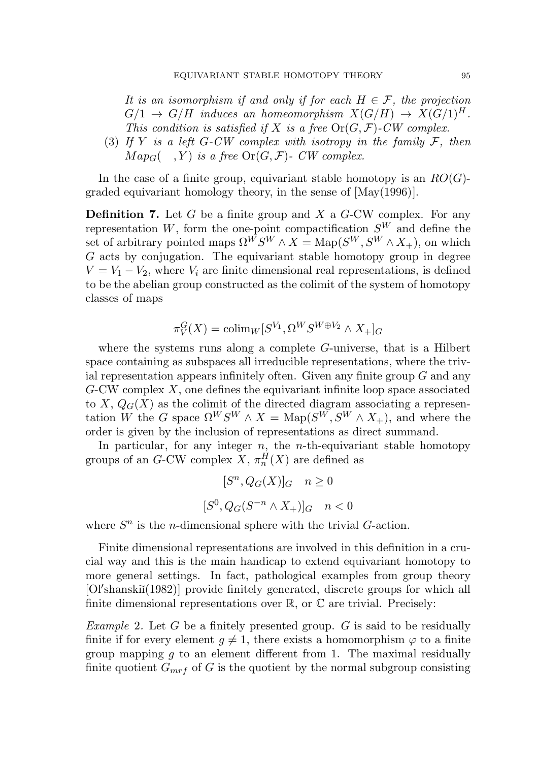*It is an isomorphism if and only if for each $H \in \mathcal{F}$, the projection $G/1 \to G/H$ induces an homeomorphism $X(G/H) \to X(G/1)^H$. This condition is satisfied if $X$ is a free $\mathrm{Or}(G, \mathcal{F})$-CW complex.*

(3) *If $Y$ is a left $G$-CW complex with isotropy in the family $\mathcal{F}$, then $Map_G( \ \ , Y)$ is a free $\mathrm{Or}(G, \mathcal{F})$- CW complex.*

In the case of a finite group, equivariant stable homotopy is an $RO(G)$-graded equivariant homology theory, in the sense of [May(1996)].

**Definition 7.** Let $G$ be a finite group and $X$ a $G$-CW complex. For any representation $W$, form the one-point compactification $S^W$ and define the set of arbitrary pointed maps $\Omega^W S^W \wedge X = \mathrm{Map}(S^W, S^W \wedge X_+)$, on which $G$ acts by conjugation. The equivariant stable homotopy group in degree $V = V_1 - V_2$, where $V_i$ are finite dimensional real representations, is defined to be the abelian group constructed as the colimit of the system of homotopy classes of maps

$$\pi_V^G(X) = \mathrm{colim}_W [S^{V_1}, \Omega^W S^{W \oplus V_2} \wedge X_+]_G$$

where the systems runs along a complete $G$-universe, that is a Hilbert space containing as subspaces all irreducible representations, where the trivial representation appears infinitely often. Given any finite group $G$ and any $G$-CW complex $X$, one defines the equivariant infinite loop space associated to $X$, $Q_G(X)$ as the colimit of the directed diagram associating a representation $W$ the $G$ space $\Omega^W S^W \wedge X = \mathrm{Map}(S^W, S^W \wedge X_+)$, and where the order is given by the inclusion of representations as direct summand.

In particular, for any integer $n$, the $n$-th-equivariant stable homotopy groups of an $G$-CW complex $X$, $\pi_n^H(X)$ are defined as

$$[S^n, Q_G(X)]_G \quad n \geq 0$$

$$[S^0, Q_G(S^{-n} \wedge X_+)]_G \quad n < 0$$

where $S^n$ is the $n$-dimensional sphere with the trivial $G$-action.

Finite dimensional representations are involved in this definition in a crucial way and this is the main handicap to extend equivariant homotopy to more general settings. In fact, pathological examples from group theory [Ol′shanskiĭ(1982)] provide finitely generated, discrete groups for which all finite dimensional representations over $\mathbb{R}$, or $\mathbb{C}$ are trivial. Precisely:

*Example* 2. Let $G$ be a finitely presented group. $G$ is said to be residually finite if for every element $g \neq 1$, there exists a homomorphism $\varphi$ to a finite group mapping $g$ to an element different from 1. The maximal residually finite quotient $G_{mrf}$ of $G$ is the quotient by the normal subgroup consisting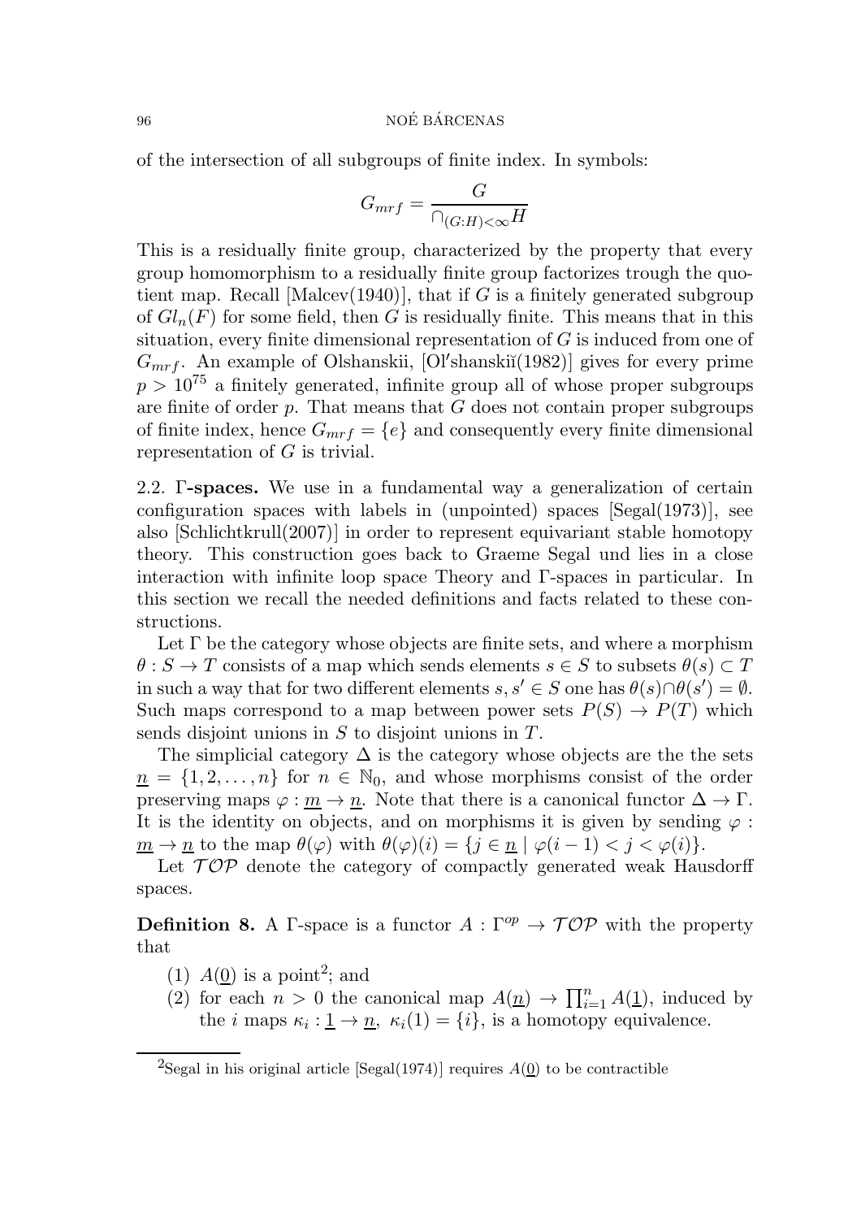of the intersection of all subgroups of finite index. In symbols:

$$G_{mrf} = \frac{G}{\cap_{(G:H)<\infty} H}$$

This is a residually finite group, characterized by the property that every group homomorphism to a residually finite group factorizes trough the quotient map. Recall [Malcev(1940)], that if $G$ is a finitely generated subgroup of $Gl_n(F)$ for some field, then $G$ is residually finite. This means that in this situation, every finite dimensional representation of $G$ is induced from one of $G_{mrf}$. An example of Olshanskii, [Ol′shanskiĭ(1982)] gives for every prime $p > 10^{75}$ a finitely generated, infinite group all of whose proper subgroups are finite of order $p$. That means that $G$ does not contain proper subgroups of finite index, hence $G_{mrf} = \{e\}$ and consequently every finite dimensional representation of $G$ is trivial.

**2.2. Γ-spaces.** We use in a fundamental way a generalization of certain configuration spaces with labels in (unpointed) spaces [Segal(1973)], see also [Schlichtkrull(2007)] in order to represent equivariant stable homotopy theory. This construction goes back to Graeme Segal und lies in a close interaction with infinite loop space Theory and Γ-spaces in particular. In this section we recall the needed definitions and facts related to these constructions.

Let $\Gamma$ be the category whose objects are finite sets, and where a morphism $\theta : S \to T$ consists of a map which sends elements $s \in S$ to subsets $\theta(s) \subset T$ in such a way that for two different elements $s, s' \in S$ one has $\theta(s) \cap \theta(s') = \emptyset$. Such maps correspond to a map between power sets $P(S) \to P(T)$ which sends disjoint unions in $S$ to disjoint unions in $T$.

The simplicial category $\Delta$ is the category whose objects are the the sets $\underline{n} = \{1, 2, \ldots, n\}$ for $n \in \mathbb{N}_0$, and whose morphisms consist of the order preserving maps $\varphi : \underline{m} \to \underline{n}$. Note that there is a canonical functor $\Delta \to \Gamma$. It is the identity on objects, and on morphisms it is given by sending $\varphi : \underline{m} \to \underline{n}$ to the map $\theta(\varphi)$ with $\theta(\varphi)(i) = \{j \in \underline{n} \mid \varphi(i-1) < j < \varphi(i)\}$.

Let $\mathcal{TOP}$ denote the category of compactly generated weak Hausdorff spaces.

**Definition 8.** A Γ-space is a functor $A : \Gamma^{op} \to \mathcal{TOP}$ with the property that

1. $A(\underline{0})$ is a point[2]; and
2. for each $n > 0$ the canonical map $A(\underline{n}) \to \prod_{i=1}^{n} A(\underline{1})$, induced by the $i$ maps $\kappa_i : \underline{1} \to \underline{n}$, $\kappa_i(1) = \{i\}$, is a homotopy equivalence.

[2] Segal in his original article [Segal(1974)] requires $A(\underline{0})$ to be contractible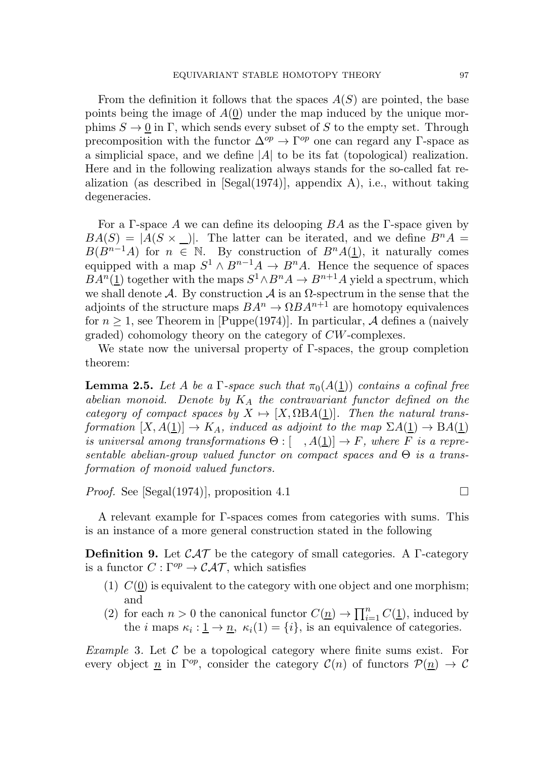From the definition it follows that the spaces $A(S)$ are pointed, the base points being the image of $A(\underline{0})$ under the map induced by the unique morphims $S \to \underline{0}$ in $\Gamma$, which sends every subset of $S$ to the empty set. Through precomposition with the functor $\Delta^{op} \to \Gamma^{op}$ one can regard any $\Gamma$-space as a simplicial space, and we define $|A|$ to be its fat (topological) realization. Here and in the following realization always stands for the so-called fat realization (as described in [Segal(1974)], appendix A), i.e., without taking degeneracies.

For a $\Gamma$-space $A$ we can define its delooping $BA$ as the $\Gamma$-space given by $BA(S) = |A(S \times \underline{\ \ })|$. The latter can be iterated, and we define $B^n A = B(B^{n-1}A)$ for $n \in \mathbb{N}$. By construction of $B^n A(\underline{1})$, it naturally comes equipped with a map $S^1 \wedge B^{n-1}A \to B^n A$. Hence the sequence of spaces $BA^n(\underline{1})$ together with the maps $S^1 \wedge B^n A \to B^{n+1}A$ yield a spectrum, which we shall denote $\mathcal{A}$. By construction $\mathcal{A}$ is an $\Omega$-spectrum in the sense that the adjoints of the structure maps $BA^n \to \Omega BA^{n+1}$ are homotopy equivalences for $n \geq 1$, see Theorem in [Puppe(1974)]. In particular, $\mathcal{A}$ defines a (naively graded) cohomology theory on the category of $CW$-complexes.

We state now the universal property of $\Gamma$-spaces, the group completion theorem:

**Lemma 2.5.** *Let $A$ be a $\Gamma$-space such that $\pi_0(A(\underline{1}))$ contains a cofinal free abelian monoid. Denote by $K_A$ the contravariant functor defined on the category of compact spaces by $X \mapsto [X, \Omega \mathrm{B}A(\underline{1})]$. Then the natural transformation $[X, A(\underline{1})] \to K_A$, induced as adjoint to the map $\Sigma A(\underline{1}) \to \mathrm{B}A(\underline{1})$ is universal among transformations $\Theta : [\quad, A(\underline{1})] \to F$, where $F$ is a representable abelian-group valued functor on compact spaces and $\Theta$ is a transformation of monoid valued functors.*

*Proof.* See [Segal(1974)], proposition 4.1 □

A relevant example for $\Gamma$-spaces comes from categories with sums. This is an instance of a more general construction stated in the following

**Definition 9.** Let $\mathcal{CAT}$ be the category of small categories. A $\Gamma$-category is a functor $C : \Gamma^{op} \to \mathcal{CAT}$, which satisfies

1. $C(\underline{0})$ is equivalent to the category with one object and one morphism; and
2. for each $n > 0$ the canonical functor $C(\underline{n}) \to \prod_{i=1}^{n} C(\underline{1})$, induced by the $i$ maps $\kappa_i : \underline{1} \to \underline{n}$, $\kappa_i(1) = \{i\}$, is an equivalence of categories.

*Example* 3. Let $\mathcal{C}$ be a topological category where finite sums exist. For every object $\underline{n}$ in $\Gamma^{op}$, consider the category $\mathcal{C}(n)$ of functors $\mathcal{P}(\underline{n}) \to \mathcal{C}$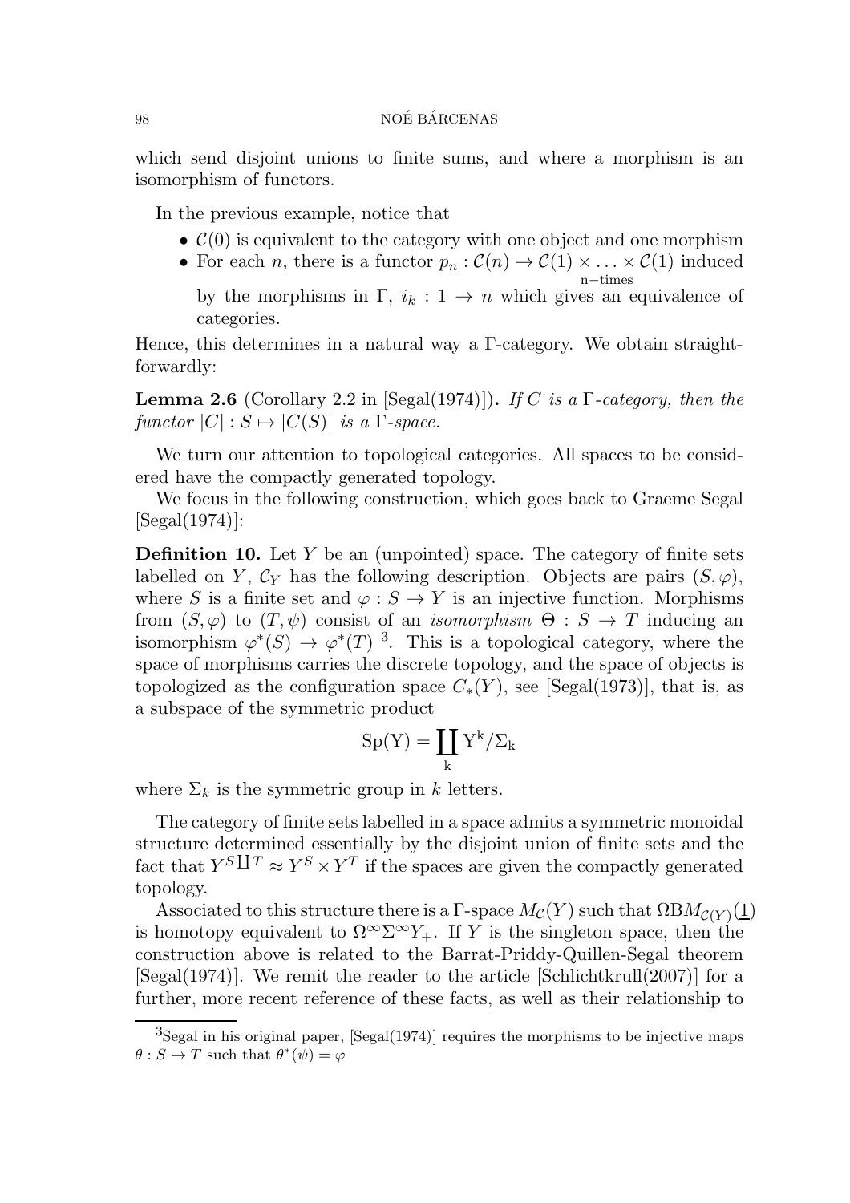which send disjoint unions to finite sums, and where a morphism is an isomorphism of functors.

In the previous example, notice that

- $\mathcal{C}(0)$ is equivalent to the category with one object and one morphism
- For each $n$, there is a functor $p_n : \mathcal{C}(n) \to \underbrace{\mathcal{C}(1) \times \ldots \times \mathcal{C}(1)}_{\text{n-times}}$ induced by the morphisms in $\Gamma$, $i_k : 1 \to n$ which gives an equivalence of categories.

Hence, this determines in a natural way a $\Gamma$-category. We obtain straightforwardly:

**Lemma 2.6** (Corollary 2.2 in [Segal(1974)])**.** *If $C$ is a $\Gamma$-category, then the functor $|C| : S \mapsto |C(S)|$ is a $\Gamma$-space.*

We turn our attention to topological categories. All spaces to be considered have the compactly generated topology.

We focus in the following construction, which goes back to Graeme Segal [Segal(1974)]:

**Definition 10.** Let $Y$ be an (unpointed) space. The category of finite sets labelled on $Y$, $\mathcal{C}_Y$ has the following description. Objects are pairs $(S, \varphi)$, where $S$ is a finite set and $\varphi : S \to Y$ is an injective function. Morphisms from $(S, \varphi)$ to $(T, \psi)$ consist of an *isomorphism* $\Theta : S \to T$ inducing an isomorphism $\varphi^*(S) \to \varphi^*(T)$ [3]. This is a topological category, where the space of morphisms carries the discrete topology, and the space of objects is topologized as the configuration space $C_*(Y)$, see [Segal(1973)], that is, as a subspace of the symmetric product

$$\mathrm{Sp(Y)} = \coprod_{\mathrm{k}} \mathrm{Y^k}/\Sigma_{\mathrm{k}}$$

where $\Sigma_k$ is the symmetric group in $k$ letters.

The category of finite sets labelled in a space admits a symmetric monoidal structure determined essentially by the disjoint union of finite sets and the fact that $Y^{S \coprod T} \approx Y^S \times Y^T$ if the spaces are given the compactly generated topology.

Associated to this structure there is a $\Gamma$-space $M_{\mathcal{C}}(Y)$ such that $\Omega \mathrm{B} M_{\mathcal{C}(Y)}(\underline{1})$ is homotopy equivalent to $\Omega^\infty \Sigma^\infty Y_+$. If $Y$ is the singleton space, then the construction above is related to the Barrat-Priddy-Quillen-Segal theorem [Segal(1974)]. We remit the reader to the article [Schlichtkrull(2007)] for a further, more recent reference of these facts, as well as their relationship to

[3] Segal in his original paper, [Segal(1974)] requires the morphisms to be injective maps $\theta : S \to T$ such that $\theta^*(\psi) = \varphi$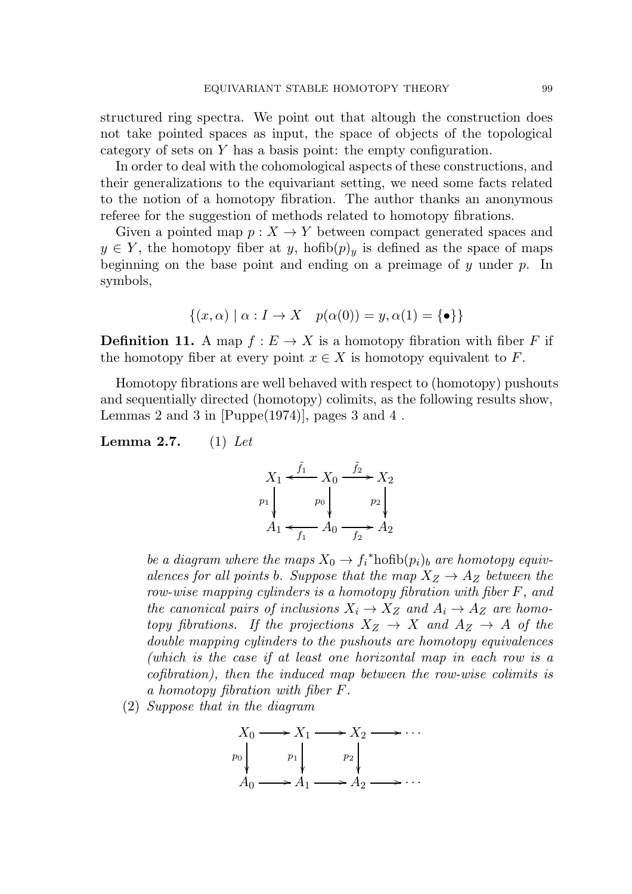structured ring spectra. We point out that altough the construction does not take pointed spaces as input, the space of objects of the topological category of sets on $Y$ has a basis point: the empty configuration.

In order to deal with the cohomological aspects of these constructions, and their generalizations to the equivariant setting, we need some facts related to the notion of a homotopy fibration. The author thanks an anonymous referee for the suggestion of methods related to homotopy fibrations.

Given a pointed map $p : X \to Y$ between compact generated spaces and $y \in Y$, the homotopy fiber at $y$, $\mathrm{hofib}(p)_y$ is defined as the space of maps beginning on the base point and ending on a preimage of $y$ under $p$. In symbols,

$$\{(x, \alpha) \mid \alpha : I \to X \quad p(\alpha(0)) = y, \alpha(1) = \{\bullet\}\}$$

**Definition 11.** A map $f : E \to X$ is a homotopy fibration with fiber $F$ if the homotopy fiber at every point $x \in X$ is homotopy equivalent to $F$.

Homotopy fibrations are well behaved with respect to (homotopy) pushouts and sequentially directed (homotopy) colimits, as the following results show, Lemmas 2 and 3 in [Puppe(1974)], pages 3 and 4 .

**Lemma 2.7.** (1) *Let*

$$\begin{array}{ccccc}
X_1 & \xleftarrow{\tilde{f}_1} & X_0 & \xrightarrow{\tilde{f}_2} & X_2 \\
\downarrow{\scriptstyle p_1} & & \downarrow{\scriptstyle p_0} & & \downarrow{\scriptstyle p_2} \\
A_1 & \xleftarrow[f_1]{} & A_0 & \xrightarrow[f_2]{} & A_2
\end{array}$$

*be a diagram where the maps $X_0 \to {f_i}^{*}\mathrm{hofib}(p_i)_b$ are homotopy equivalences for all points $b$. Suppose that the map $X_Z \to A_Z$ between the row-wise mapping cylinders is a homotopy fibration with fiber $F$, and the canonical pairs of inclusions $X_i \to X_Z$ and $A_i \to A_Z$ are homotopy fibrations. If the projections $X_Z \to X$ and $A_Z \to A$ of the double mapping cylinders to the pushouts are homotopy equivalences (which is the case if at least one horizontal map in each row is a cofibration), then the induced map between the row-wise colimits is a homotopy fibration with fiber $F$.*

(2) *Suppose that in the diagram*

$$\begin{array}{ccccccc}
X_0 & \longrightarrow & X_1 & \longrightarrow & X_2 & \longrightarrow & \cdots \\
\downarrow{\scriptstyle p_0} & & \downarrow{\scriptstyle p_1} & & \downarrow{\scriptstyle p_2} & & \\
A_0 & \longrightarrow & A_1 & \longrightarrow & A_2 & \longrightarrow & \cdots
\end{array}$$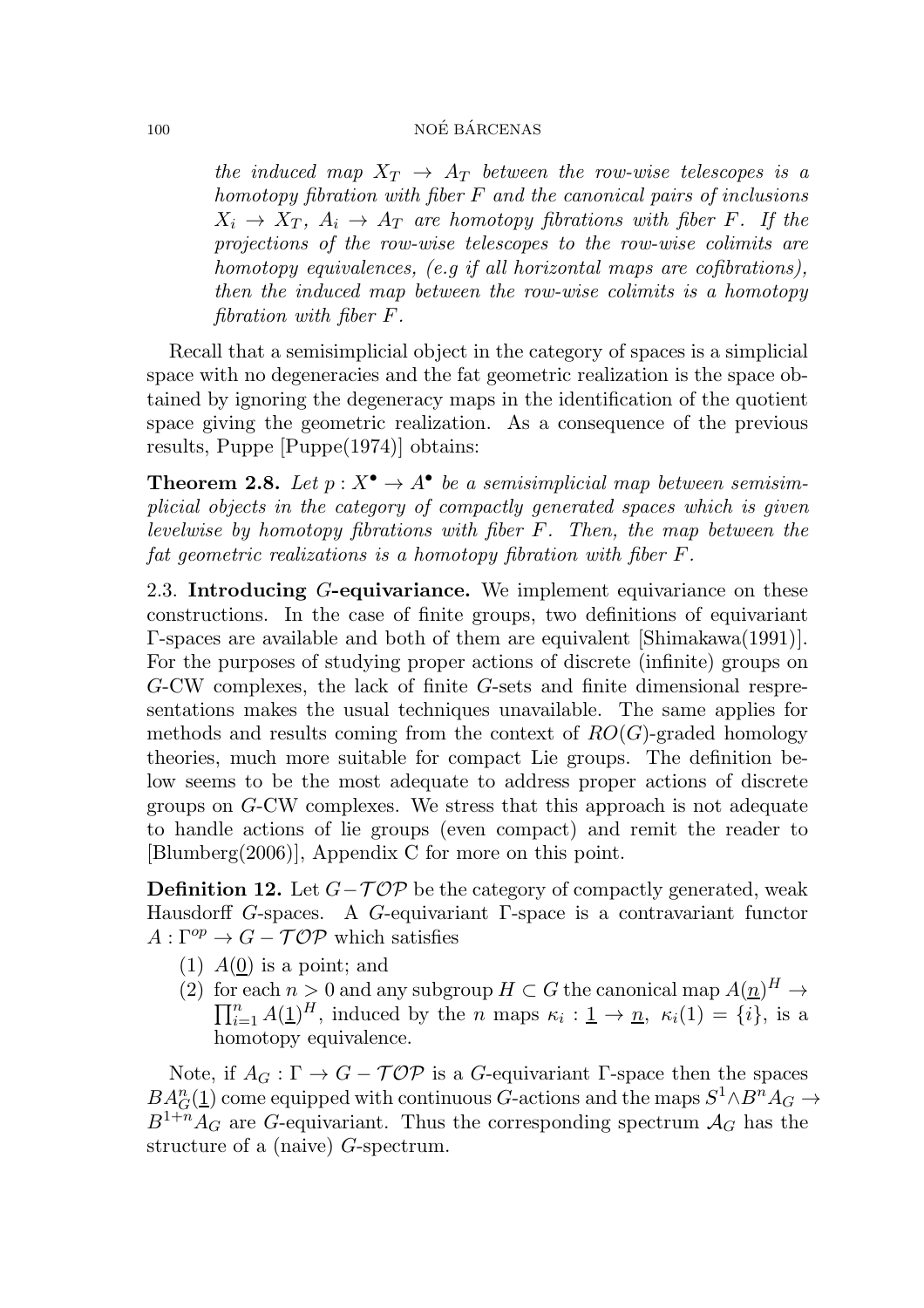*the induced map $X_T \to A_T$ between the row-wise telescopes is a homotopy fibration with fiber $F$ and the canonical pairs of inclusions $X_i \to X_T$, $A_i \to A_T$ are homotopy fibrations with fiber $F$. If the projections of the row-wise telescopes to the row-wise colimits are homotopy equivalences, (e.g if all horizontal maps are cofibrations), then the induced map between the row-wise colimits is a homotopy fibration with fiber $F$.*

Recall that a semisimplicial object in the category of spaces is a simplicial space with no degeneracies and the fat geometric realization is the space obtained by ignoring the degeneracy maps in the identification of the quotient space giving the geometric realization. As a consequence of the previous results, Puppe [Puppe(1974)] obtains:

**Theorem 2.8.** *Let $p : X^\bullet \to A^\bullet$ be a semisimplicial map between semisimplicial objects in the category of compactly generated spaces which is given levelwise by homotopy fibrations with fiber $F$. Then, the map between the fat geometric realizations is a homotopy fibration with fiber $F$.*

2.3. **Introducing $G$-equivariance.** We implement equivariance on these constructions. In the case of finite groups, two definitions of equivariant $\Gamma$-spaces are available and both of them are equivalent [Shimakawa(1991)]. For the purposes of studying proper actions of discrete (infinite) groups on $G$-CW complexes, the lack of finite $G$-sets and finite dimensional respresentations makes the usual techniques unavailable. The same applies for methods and results coming from the context of $RO(G)$-graded homology theories, much more suitable for compact Lie groups. The definition below seems to be the most adequate to address proper actions of discrete groups on $G$-CW complexes. We stress that this approach is not adequate to handle actions of lie groups (even compact) and remit the reader to [Blumberg(2006)], Appendix C for more on this point.

**Definition 12.** Let $G-\mathcal{TOP}$ be the category of compactly generated, weak Hausdorff $G$-spaces. A $G$-equivariant $\Gamma$-space is a contravariant functor $A : \Gamma^{op} \to G - \mathcal{TOP}$ which satisfies

1. $A(\underline{0})$ is a point; and
2. for each $n > 0$ and any subgroup $H \subset G$ the canonical map $A(\underline{n})^H \to \prod_{i=1}^{n} A(\underline{1})^H$, induced by the $n$ maps $\kappa_i : \underline{1} \to \underline{n}$, $\kappa_i(1) = \{i\}$, is a homotopy equivalence.

Note, if $A_G : \Gamma \to G - \mathcal{TOP}$ is a $G$-equivariant $\Gamma$-space then the spaces $BA^n_G(\underline{1})$ come equipped with continuous $G$-actions and the maps $S^1 \wedge B^n A_G \to B^{1+n} A_G$ are $G$-equivariant. Thus the corresponding spectrum $\mathcal{A}_G$ has the structure of a (naive) $G$-spectrum.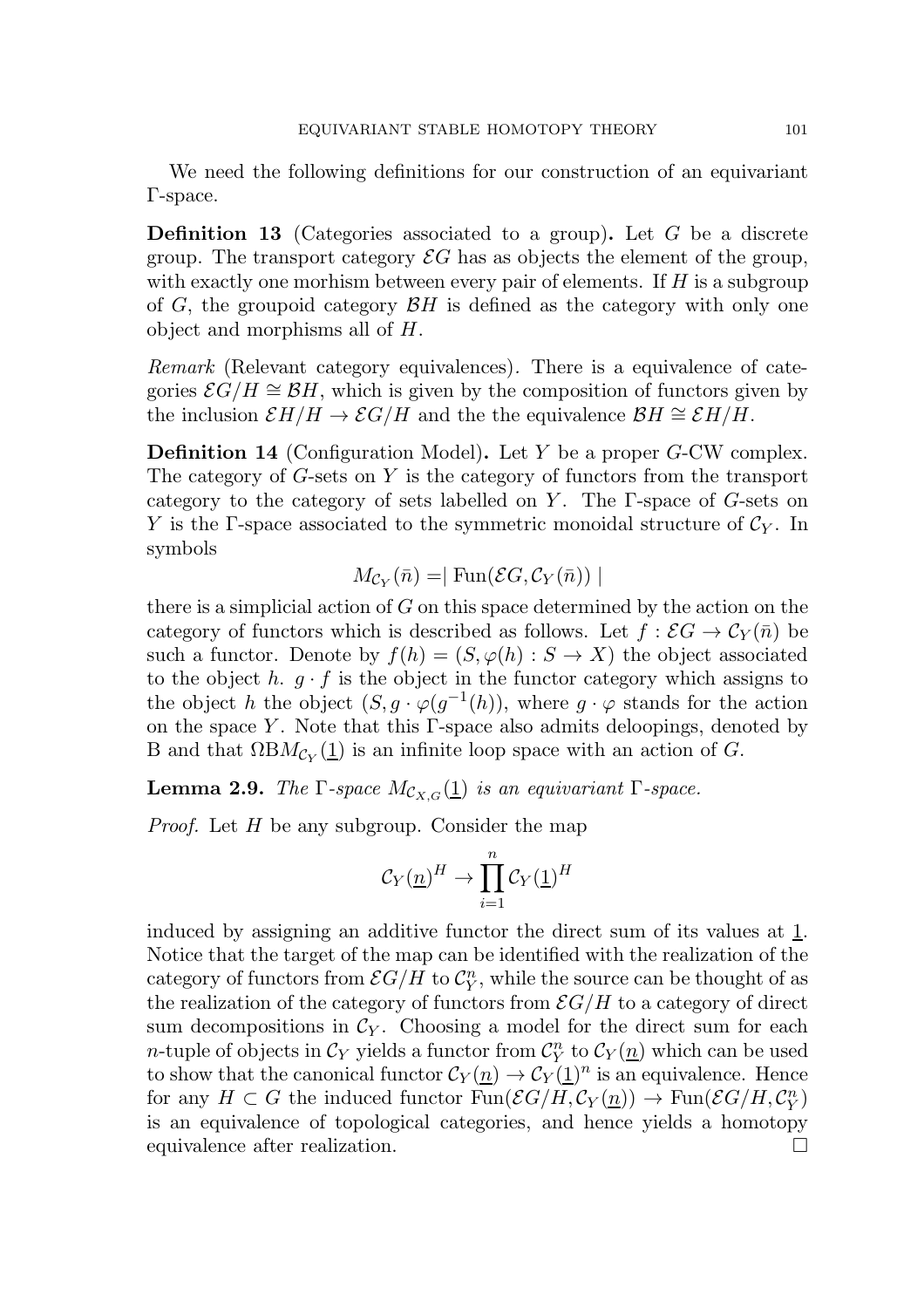We need the following definitions for our construction of an equivariant Γ-space.

**Definition 13** (Categories associated to a group)**.** Let $G$ be a discrete group. The transport category $\mathcal{E}G$ has as objects the element of the group, with exactly one morhism between every pair of elements. If $H$ is a subgroup of $G$, the groupoid category $\mathcal{B}H$ is defined as the category with only one object and morphisms all of $H$.

*Remark* (Relevant category equivalences). There is a equivalence of categories $\mathcal{E}G/H \cong \mathcal{B}H$, which is given by the composition of functors given by the inclusion $\mathcal{E}H/H \to \mathcal{E}G/H$ and the the equivalence $\mathcal{B}H \cong \mathcal{E}H/H$.

**Definition 14** (Configuration Model)**.** Let $Y$ be a proper $G$-CW complex. The category of $G$-sets on $Y$ is the category of functors from the transport category to the category of sets labelled on $Y$. The Γ-space of $G$-sets on $Y$ is the Γ-space associated to the symmetric monoidal structure of $\mathcal{C}_Y$. In symbols

$$M_{\mathcal{C}_Y}(\bar{n}) = \mid \operatorname{Fun}(\mathcal{E}G, \mathcal{C}_Y(\bar{n})) \mid$$

there is a simplicial action of $G$ on this space determined by the action on the category of functors which is described as follows. Let $f : \mathcal{E}G \to \mathcal{C}_Y(\bar{n})$ be such a functor. Denote by $f(h) = (S, \varphi(h) : S \to X)$ the object associated to the object $h$. $g \cdot f$ is the object in the functor category which assigns to the object $h$ the object $(S, g \cdot \varphi(g^{-1}(h))$, where $g \cdot \varphi$ stands for the action on the space $Y$. Note that this Γ-space also admits deloopings, denoted by B and that $\Omega \mathrm{B} M_{\mathcal{C}_Y}(\underline{1})$ is an infinite loop space with an action of $G$.

**Lemma 2.9.** *The* Γ*-space* $M_{\mathcal{C}_{X,G}}(\underline{1})$ *is an equivariant* Γ*-space.*

*Proof.* Let $H$ be any subgroup. Consider the map

$$\mathcal{C}_Y(\underline{n})^H \to \prod_{i=1}^{n} \mathcal{C}_Y(\underline{1})^H$$

induced by assigning an additive functor the direct sum of its values at $\underline{1}$. Notice that the target of the map can be identified with the realization of the category of functors from $\mathcal{E}G/H$ to $\mathcal{C}_Y^n$, while the source can be thought of as the realization of the category of functors from $\mathcal{E}G/H$ to a category of direct sum decompositions in $\mathcal{C}_Y$. Choosing a model for the direct sum for each $n$-tuple of objects in $\mathcal{C}_Y$ yields a functor from $\mathcal{C}_Y^n$ to $\mathcal{C}_Y(\underline{n})$ which can be used to show that the canonical functor $\mathcal{C}_Y(\underline{n}) \to \mathcal{C}_Y(\underline{1})^n$ is an equivalence. Hence for any $H \subset G$ the induced functor $\operatorname{Fun}(\mathcal{E}G/H, \mathcal{C}_Y(\underline{n})) \to \operatorname{Fun}(\mathcal{E}G/H, \mathcal{C}_Y^n)$ is an equivalence of topological categories, and hence yields a homotopy equivalence after realization. □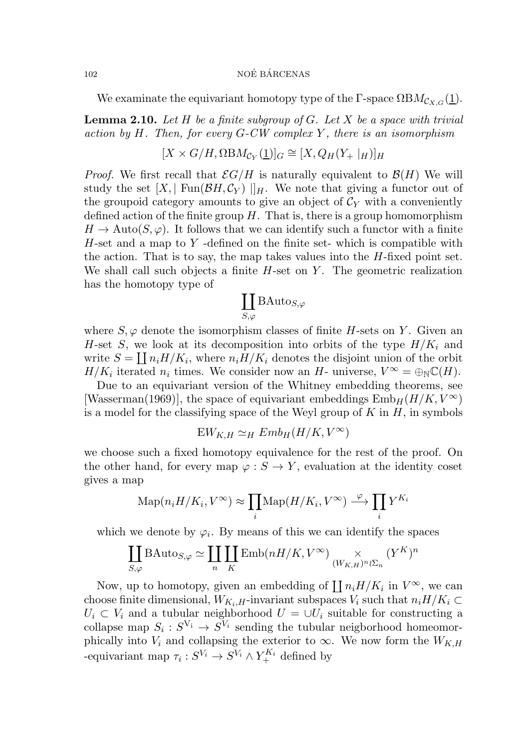We examinate the equivariant homotopy type of the Γ-space $\Omega \mathrm{B} M_{\mathcal{C}_{X,G}}(\underline{1})$.

**Lemma 2.10.** *Let $H$ be a finite subgroup of $G$. Let $X$ be a space with trivial action by $H$. Then, for every $G$-CW complex $Y$, there is an isomorphism*

$$[X \times G/H, \Omega \mathrm{B} M_{\mathcal{C}_Y}(\underline{1})]_G \cong [X, Q_H(Y_+ \mid_H)]_H$$

*Proof.* We first recall that $\mathcal{E}G/H$ is naturally equivalent to $\mathcal{B}(H)$ We will study the set $[X, \mid \mathrm{Fun}(\mathcal{B}H, \mathcal{C}_Y) \mid]_H$. We note that giving a functor out of the groupoid category amounts to give an object of $\mathcal{C}_Y$ with a conveniently defined action of the finite group $H$. That is, there is a group homomorphism $H \to \mathrm{Auto}(S, \varphi)$. It follows that we can identify such a functor with a finite $H$-set and a map to $Y$ -defined on the finite set- which is compatible with the action. That is to say, the map takes values into the $H$-fixed point set. We shall call such objects a finite $H$-set on $Y$. The geometric realization has the homotopy type of

$$\coprod_{S,\varphi} \mathrm{BAuto}_{S,\varphi}$$

where $S, \varphi$ denote the isomorphism classes of finite $H$-sets on $Y$. Given an $H$-set $S$, we look at its decomposition into orbits of the type $H/K_i$ and write $S = \coprod n_i H/K_i$, where $n_i H/K_i$ denotes the disjoint union of the orbit $H/K_i$ iterated $n_i$ times. We consider now an $H$- universe, $V^\infty = \oplus_{\mathbb{N}} \mathbb{C}(H)$.

Due to an equivariant version of the Whitney embedding theorems, see [Wasserman(1969)], the space of equivariant embeddings $\mathrm{Emb}_H(H/K, V^\infty)$ is a model for the classifying space of the Weyl group of $K$ in $H$, in symbols

$$\mathrm{E}W_{K,H} \simeq_H Emb_H(H/K, V^\infty)$$

we choose such a fixed homotopy equivalence for the rest of the proof. On the other hand, for every map $\varphi : S \to Y$, evaluation at the identity coset gives a map

$$\mathrm{Map}(n_i H/K_i, V^\infty) \approx \prod_i \mathrm{Map}(H/K_i, V^\infty) \xrightarrow{\varphi} \prod_i Y^{K_i}$$

which we denote by $\varphi_i$. By means of this we can identify the spaces

$$\coprod_{S,\varphi} \mathrm{BAuto}_{S,\varphi} \simeq \coprod_n \coprod_K \mathrm{Emb}(nH/K, V^\infty) \underset{(W_{K,H})^n \wr \Sigma_n}{\times} (Y^K)^n$$

Now, up to homotopy, given an embedding of $\coprod n_i H/K_i$ in $V^\infty$, we can choose finite dimensional, $W_{K_i,H}$-invariant subspaces $V_i$ such that $n_i H/K_i \subset U_i \subset V_i$ and a tubular neighborhood $U = \cup U_i$ suitable for constructing a collapse map $S_i : S^{V_i} \to S^{V_i}$ sending the tubular neigborhood homeomorphically into $V_i$ and collapsing the exterior to $\infty$. We now form the $W_{K,H}$ -equivariant map $\tau_i : S^{V_i} \to S^{V_i} \wedge Y_+^{K_i}$ defined by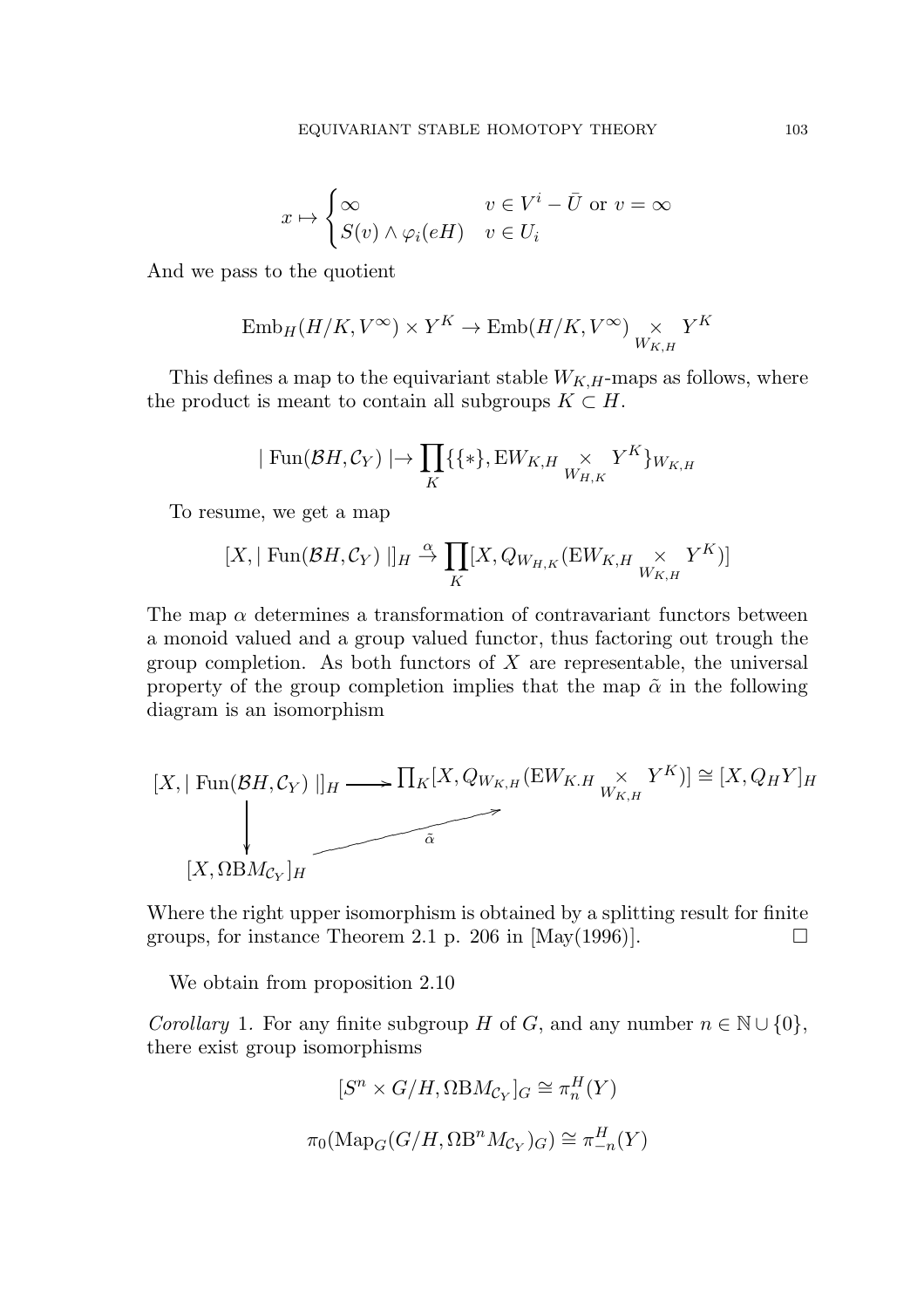$$x \mapsto \begin{cases} \infty & v \in V^i - \bar{U} \text{ or } v = \infty \\ S(v) \wedge \varphi_i(eH) & v \in U_i \end{cases}$$

And we pass to the quotient

$$\mathrm{Emb}_H(H/K, V^\infty) \times Y^K \to \mathrm{Emb}(H/K, V^\infty) \underset{W_{K,H}}{\times} Y^K$$

This defines a map to the equivariant stable $W_{K,H}$-maps as follows, where the product is meant to contain all subgroups $K \subset H$.

$$|\ \mathrm{Fun}(\mathcal{B}H, \mathcal{C}_Y)\ | \to \prod_K \{\{*\}, \mathrm{E}W_{K,H} \underset{W_{H,K}}{\times} Y^K\}_{W_{K,H}}$$

To resume, we get a map

$$[X, |\ \mathrm{Fun}(\mathcal{B}H, \mathcal{C}_Y)\ |]_H \overset{\alpha}{\to} \prod_K [X, Q_{W_{H,K}}(\mathrm{E}W_{K,H} \underset{W_{K,H}}{\times} Y^K)]$$

The map $\alpha$ determines a transformation of contravariant functors between a monoid valued and a group valued functor, thus factoring out trough the group completion. As both functors of $X$ are representable, the universal property of the group completion implies that the map $\tilde{\alpha}$ in the following diagram is an isomorphism

$$\begin{array}{ccc} [X, |\ \mathrm{Fun}(\mathcal{B}H, \mathcal{C}_Y)\ |]_H & \longrightarrow & \prod_K [X, Q_{W_{K,H}}(\mathrm{E}W_{K.H} \underset{W_{K,H}}{\times} Y^K)] \cong [X, Q_H Y]_H \\ \downarrow & \overset{\tilde{\alpha}}{\nearrow} & \\ [X, \Omega \mathrm{B} M_{\mathcal{C}_Y}]_H & & \end{array}$$

Where the right upper isomorphism is obtained by a splitting result for finite groups, for instance Theorem 2.1 p. 206 in [May(1996)]. $\square$

We obtain from proposition 2.10

*Corollary* 1. For any finite subgroup $H$ of $G$, and any number $n \in \mathbb{N} \cup \{0\}$, there exist group isomorphisms

$$[S^n \times G/H, \Omega \mathrm{B} M_{\mathcal{C}_Y}]_G \cong \pi_n^H(Y)$$

$$\pi_0(\mathrm{Map}_G(G/H, \Omega \mathrm{B}^n M_{\mathcal{C}_Y})_G) \cong \pi_{-n}^H(Y)$$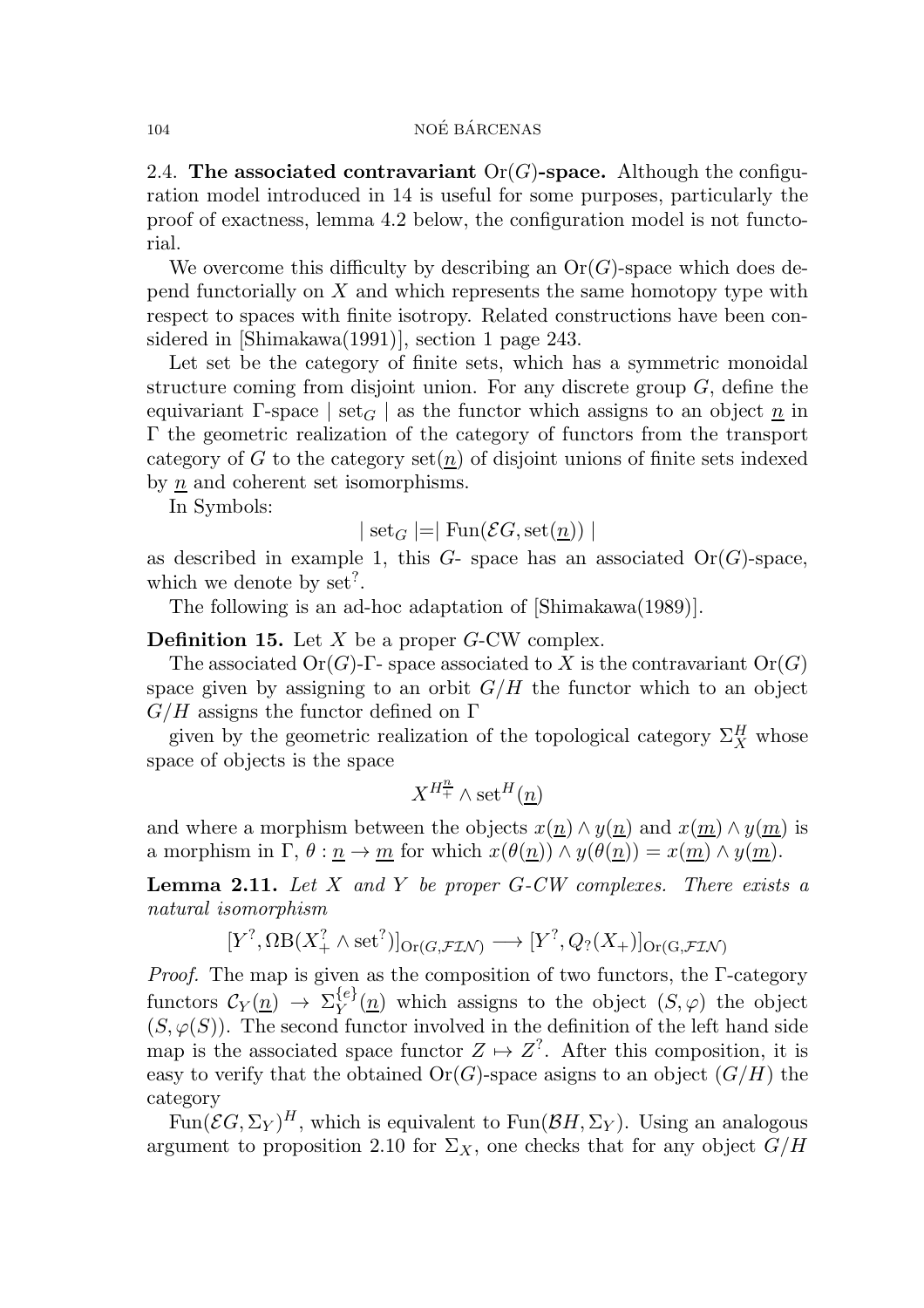2.4. **The associated contravariant** $\mathrm{Or}(G)$**-space.** Although the configuration model introduced in 14 is useful for some purposes, particularly the proof of exactness, lemma 4.2 below, the configuration model is not functorial.

We overcome this difficulty by describing an $\mathrm{Or}(G)$-space which does depend functorially on $X$ and which represents the same homotopy type with respect to spaces with finite isotropy. Related constructions have been considered in [Shimakawa(1991)], section 1 page 243.

Let set be the category of finite sets, which has a symmetric monoidal structure coming from disjoint union. For any discrete group $G$, define the equivariant $\Gamma$-space $\mid \mathrm{set}_G \mid$ as the functor which assigns to an object $\underline{n}$ in $\Gamma$ the geometric realization of the category of functors from the transport category of $G$ to the category $\mathrm{set}(\underline{n})$ of disjoint unions of finite sets indexed by $\underline{n}$ and coherent set isomorphisms.

In Symbols:

$$\mid \mathrm{set}_G \mid = \mid \mathrm{Fun}(\mathcal{E}G, \mathrm{set}(\underline{n})) \mid$$

as described in example 1, this $G$- space has an associated $\mathrm{Or}(G)$-space, which we denote by $\mathrm{set}^?$.

The following is an ad-hoc adaptation of [Shimakawa(1989)].

**Definition 15.** Let $X$ be a proper $G$-CW complex.

The associated $\mathrm{Or}(G)$-$\Gamma$- space associated to $X$ is the contravariant $\mathrm{Or}(G)$ space given by assigning to an orbit $G/H$ the functor which to an object $G/H$ assigns the functor defined on $\Gamma$

given by the geometric realization of the topological category $\Sigma_X^H$ whose space of objects is the space

$$X^{H^{\underline{n}}_+} \wedge \mathrm{set}^H(\underline{n})$$

and where a morphism between the objects $x(\underline{n}) \wedge y(\underline{n})$ and $x(\underline{m}) \wedge y(\underline{m})$ is a morphism in $\Gamma$, $\theta : \underline{n} \to \underline{m}$ for which $x(\theta(\underline{n})) \wedge y(\theta(\underline{n})) = x(\underline{m}) \wedge y(\underline{m})$.

**Lemma 2.11.** *Let $X$ and $Y$ be proper $G$-CW complexes. There exists a natural isomorphism*

$$[Y^?, \Omega \mathrm{B}(X_+^? \wedge \mathrm{set}^?)]_{\mathrm{Or}(G,\mathcal{FIN})} \longrightarrow [Y^?, Q_?(X_+)]_{\mathrm{Or(G},\mathcal{FIN})}$$

*Proof.* The map is given as the composition of two functors, the $\Gamma$-category functors $\mathcal{C}_Y(\underline{n}) \to \Sigma_Y^{\{e\}}(\underline{n})$ which assigns to the object $(S, \varphi)$ the object $(S, \varphi(S))$. The second functor involved in the definition of the left hand side map is the associated space functor $Z \mapsto Z^?$. After this composition, it is easy to verify that the obtained $\mathrm{Or}(G)$-space asigns to an object $(G/H)$ the category

$\mathrm{Fun}(\mathcal{E}G, \Sigma_Y)^H$, which is equivalent to $\mathrm{Fun}(\mathcal{B}H, \Sigma_Y)$. Using an analogous argument to proposition 2.10 for $\Sigma_X$, one checks that for any object $G/H$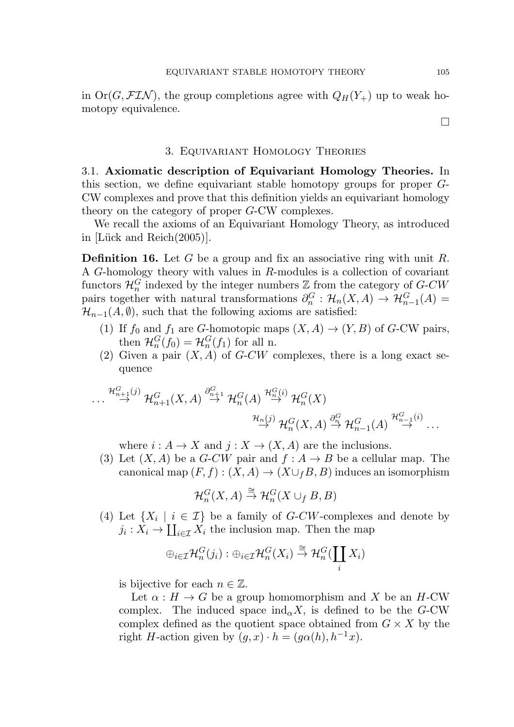in $\mathrm{Or}(G, \mathcal{FIN})$, the group completions agree with $Q_H(Y_+)$ up to weak homotopy equivalence.

□

## 3. Equivariant Homology Theories

**3.1. Axiomatic description of Equivariant Homology Theories.** In this section, we define equivariant stable homotopy groups for proper $G$-CW complexes and prove that this definition yields an equivariant homology theory on the category of proper $G$-CW complexes.

We recall the axioms of an Equivariant Homology Theory, as introduced in [Lück and Reich(2005)].

**Definition 16.** Let $G$ be a group and fix an associative ring with unit $R$. A $G$-homology theory with values in $R$-modules is a collection of covariant functors $\mathcal{H}_n^G$ indexed by the integer numbers $\mathbb{Z}$ from the category of $G$-$CW$ pairs together with natural transformations $\partial_n^G : \mathcal{H}_n(X, A) \to \mathcal{H}_{n-1}^G(A) = \mathcal{H}_{n-1}(A, \emptyset)$, such that the following axioms are satisfied:

1. If $f_0$ and $f_1$ are $G$-homotopic maps $(X, A) \to (Y, B)$ of $G$-CW pairs, then $\mathcal{H}_n^G(f_0) = \mathcal{H}_n^G(f_1)$ for all n.
2. Given a pair $(X, A)$ of $G$-$CW$ complexes, there is a long exact sequence

$$\dots \overset{\mathcal{H}_{n+1}^G(j)}{\to} \mathcal{H}_{n+1}^G(X, A) \overset{\partial_{n+1}^G}{\to} \mathcal{H}_n^G(A) \overset{\mathcal{H}_n^G(i)}{\to} \mathcal{H}_n^G(X) \overset{\mathcal{H}_n(j)}{\to} \mathcal{H}_n^G(X, A) \overset{\partial_n^G}{\to} \mathcal{H}_{n-1}^G(A) \overset{\mathcal{H}_{n-1}^G(i)}{\to} \dots$$

   where $i : A \to X$ and $j : X \to (X, A)$ are the inclusions.
3. Let $(X, A)$ be a $G$-$CW$ pair and $f : A \to B$ be a cellular map. The canonical map $(F, f) : (X, A) \to (X \cup_f B, B)$ induces an isomorphism

$$\mathcal{H}_n^G(X, A) \overset{\cong}{\to} \mathcal{H}_n^G(X \cup_f B, B)$$

4. Let $\{X_i \mid i \in \mathcal{I}\}$ be a family of $G$-$CW$-complexes and denote by $j_i : X_i \to \coprod_{i \in \mathcal{I}} X_i$ the inclusion map. Then the map

$$\oplus_{i \in \mathcal{I}} \mathcal{H}_n^G(j_i) : \oplus_{i \in \mathcal{I}} \mathcal{H}_n^G(X_i) \overset{\cong}{\to} \mathcal{H}_n^G(\coprod_i X_i)$$

   is bijective for each $n \in \mathbb{Z}$.

   Let $\alpha : H \to G$ be a group homomorphism and $X$ be an $H$-CW complex. The induced space $\mathrm{ind}_\alpha X$, is defined to be the $G$-CW complex defined as the quotient space obtained from $G \times X$ by the right $H$-action given by $(g, x) \cdot h = (g\alpha(h), h^{-1}x)$.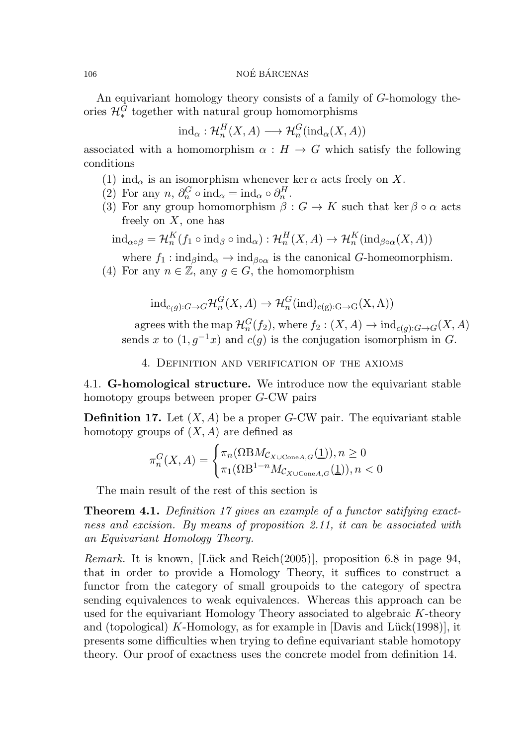An equivariant homology theory consists of a family of $G$-homology theories $\mathcal{H}_*^G$ together with natural group homomorphisms

$$\mathrm{ind}_\alpha : \mathcal{H}_n^H(X,A) \longrightarrow \mathcal{H}_n^G(\mathrm{ind}_\alpha(X,A))$$

associated with a homomorphism $\alpha : H \to G$ which satisfy the following conditions

1. $\mathrm{ind}_\alpha$ is an isomorphism whenever $\ker \alpha$ acts freely on $X$.
2. For any $n$, $\partial_n^G \circ \mathrm{ind}_\alpha = \mathrm{ind}_\alpha \circ \partial_n^H$.
3. For any group homomorphism $\beta : G \to K$ such that $\ker \beta \circ \alpha$ acts freely on $X$, one has

   $$\mathrm{ind}_{\alpha\circ\beta} = \mathcal{H}_n^K(f_1 \circ \mathrm{ind}_\beta \circ \mathrm{ind}_\alpha) : \mathcal{H}_n^H(X,A) \to \mathcal{H}_n^K(\mathrm{ind}_{\beta\circ\alpha}(X,A))$$

   where $f_1 : \mathrm{ind}_\beta \mathrm{ind}_\alpha \to \mathrm{ind}_{\beta\circ\alpha}$ is the canonical $G$-homeomorphism.
4. For any $n \in \mathbb{Z}$, any $g \in G$, the homomorphism

   $$\mathrm{ind}_{c(g):G\to G}\mathcal{H}_n^G(X,A) \to \mathcal{H}_n^G(\mathrm{ind})_{\mathrm{c(g):G\to G}}(\mathrm{X,A}))$$

   agrees with the map $\mathcal{H}_n^G(f_2)$, where $f_2 : (X,A) \to \mathrm{ind}_{c(g):G\to G}(X,A)$ sends $x$ to $(1, g^{-1}x)$ and $c(g)$ is the conjugation isomorphism in $G$.

## 4. Definition and verification of the axioms

### 4.1. G-homological structure.

We introduce now the equivariant stable homotopy groups between proper $G$-CW pairs

**Definition 17.** Let $(X,A)$ be a proper $G$-CW pair. The equivariant stable homotopy groups of $(X,A)$ are defined as

$$\pi_n^G(X,A) = \begin{cases} \pi_n(\Omega \mathrm{B} M_{\mathcal{C}_{X\cup \mathrm{Cone}A,G}}(\underline{1})), n \geq 0 \\ \pi_1(\Omega \mathrm{B}^{1-n} M_{\mathcal{C}_{X\cup \mathrm{Cone}A,G}}(\underline{1})), n < 0 \end{cases}$$

The main result of the rest of this section is

**Theorem 4.1.** *Definition 17 gives an example of a functor satifying exactness and excision. By means of proposition 2.11, it can be associated with an Equivariant Homology Theory.*

*Remark.* It is known, [Lück and Reich(2005)], proposition 6.8 in page 94, that in order to provide a Homology Theory, it suffices to construct a functor from the category of small groupoids to the category of spectra sending equivalences to weak equivalences. Whereas this approach can be used for the equivariant Homology Theory associated to algebraic $K$-theory and (topological) $K$-Homology, as for example in [Davis and Lück(1998)], it presents some difficulties when trying to define equivariant stable homotopy theory. Our proof of exactness uses the concrete model from definition 14.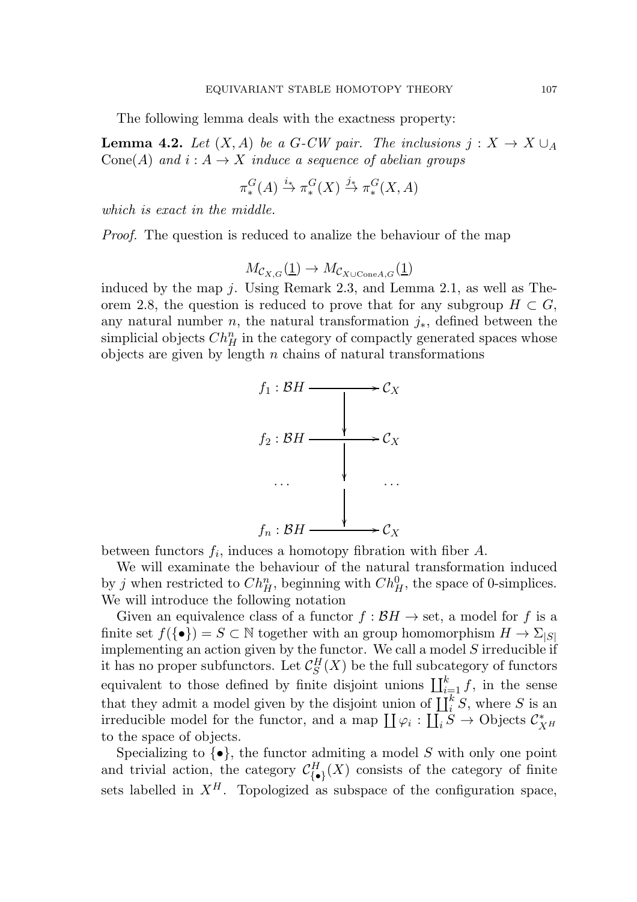The following lemma deals with the exactness property:

**Lemma 4.2.** *Let $(X, A)$ be a $G$-CW pair. The inclusions $j : X \to X \cup_A \mathrm{Cone}(A)$ and $i : A \to X$ induce a sequence of abelian groups*

$$\pi_*^G(A) \xrightarrow{i_*} \pi_*^G(X) \xrightarrow{j_*} \pi_*^G(X, A)$$

*which is exact in the middle.*

*Proof.* The question is reduced to analize the behaviour of the map

$$M_{\mathcal{C}_{X,G}}(\underline{1}) \to M_{\mathcal{C}_{X \cup \mathrm{Cone} A, G}}(\underline{1})$$

induced by the map $j$. Using Remark 2.3, and Lemma 2.1, as well as Theorem 2.8, the question is reduced to prove that for any subgroup $H \subset G$, any natural number $n$, the natural transformation $j_*$, defined between the simplicial objects $Ch_H^n$ in the category of compactly generated spaces whose objects are given by length $n$ chains of natural transformations

$$\begin{array}{ccc}
f_1 : \mathcal{B}H & \longrightarrow & \mathcal{C}_X \\
& \downarrow & \\
f_2 : \mathcal{B}H & \longrightarrow & \mathcal{C}_X \\
& \downarrow & \\
\cdots & & \cdots \\
& \downarrow & \\
f_n : \mathcal{B}H & \longrightarrow & \mathcal{C}_X
\end{array}$$

between functors $f_i$, induces a homotopy fibration with fiber $A$.

We will examinate the behaviour of the natural transformation induced by $j$ when restricted to $Ch_H^n$, beginning with $Ch_H^0$, the space of 0-simplices. We will introduce the following notation

Given an equivalence class of a functor $f : \mathcal{B}H \to \mathrm{set}$, a model for $f$ is a finite set $f(\{\bullet\}) = S \subset \mathbb{N}$ together with an group homomorphism $H \to \Sigma_{|S|}$ implementing an action given by the functor. We call a model $S$ irreducible if it has no proper subfunctors. Let $\mathcal{C}_S^H(X)$ be the full subcategory of functors equivalent to those defined by finite disjoint unions $\coprod_{i=1}^k f$, in the sense that they admit a model given by the disjoint union of $\coprod_i^k S$, where $S$ is an irreducible model for the functor, and a map $\coprod \varphi_i : \coprod_i S \to$ Objects $\mathcal{C}^*_{X^H}$ to the space of objects.

Specializing to $\{\bullet\}$, the functor admiting a model $S$ with only one point and trivial action, the category $\mathcal{C}^H_{\{\bullet\}}(X)$ consists of the category of finite sets labelled in $X^H$. Topologized as subspace of the configuration space,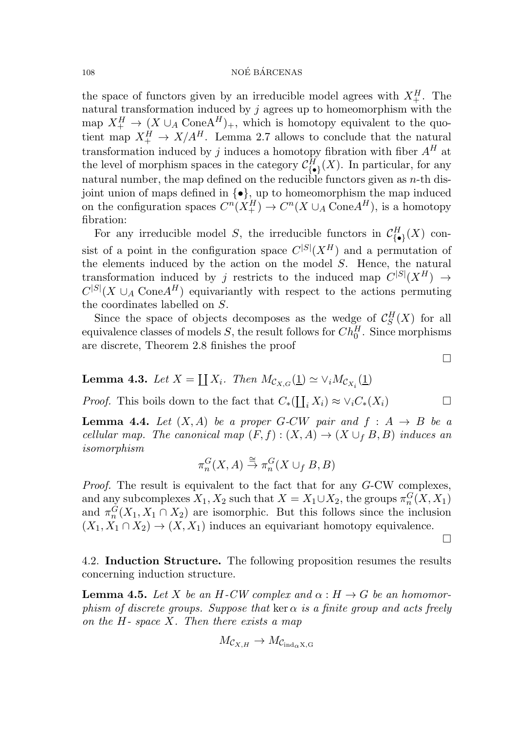the space of functors given by an irreducible model agrees with $X^H_+$. The natural transformation induced by $j$ agrees up to homeomorphism with the map $X^H_+ \to (X \cup_A \mathrm{Cone}A^H)_+$, which is homotopy equivalent to the quotient map $X^H_+ \to X/A^H$. Lemma 2.7 allows to conclude that the natural transformation induced by $j$ induces a homotopy fibration with fiber $A^H$ at the level of morphism spaces in the category $\mathcal{C}^H_{\{\bullet\}}(X)$. In particular, for any natural number, the map defined on the reducible functors given as $n$-th disjoint union of maps defined in $\{\bullet\}$, up to homeomorphism the map induced on the configuration spaces $C^n(X^H_+) \to C^n(X \cup_A \mathrm{Cone}A^H)$, is a homotopy fibration:

For any irreducible model $S$, the irreducible functors in $\mathcal{C}^H_{\{\bullet\}}(X)$ consist of a point in the configuration space $C^{|S|}(X^H)$ and a permutation of the elements induced by the action on the model $S$. Hence, the natural transformation induced by $j$ restricts to the induced map $C^{|S|}(X^H) \to C^{|S|}(X \cup_A \mathrm{Cone}A^H)$ equivariantly with respect to the actions permuting the coordinates labelled on $S$.

Since the space of objects decomposes as the wedge of $\mathcal{C}^H_S(X)$ for all equivalence classes of models $S$, the result follows for $Ch^H_0$. Since morphisms are discrete, Theorem 2.8 finishes the proof

□

**Lemma 4.3.** *Let $X = \coprod X_i$. Then $M_{\mathcal{C}_{X,G}}(\underline{1}) \simeq \vee_i M_{\mathcal{C}_{X_i}}(\underline{1})$*

*Proof.* This boils down to the fact that $C_*(\coprod_i X_i) \approx \vee_i C_*(X_i)$ □

**Lemma 4.4.** *Let $(X, A)$ be a proper $G$-CW pair and $f : A \to B$ be a cellular map. The canonical map $(F, f) : (X, A) \to (X \cup_f B, B)$ induces an isomorphism*

$$\pi^G_n(X, A) \xrightarrow{\cong} \pi^G_n(X \cup_f B, B)$$

*Proof.* The result is equivalent to the fact that for any $G$-CW complexes, and any subcomplexes $X_1, X_2$ such that $X = X_1 \cup X_2$, the groups $\pi^G_n(X, X_1)$ and $\pi^G_n(X_1, X_1 \cap X_2)$ are isomorphic. But this follows since the inclusion $(X_1, X_1 \cap X_2) \to (X, X_1)$ induces an equivariant homotopy equivalence.

□

### 4.2. **Induction Structure.**

The following proposition resumes the results concerning induction structure.

**Lemma 4.5.** *Let $X$ be an $H$-CW complex and $\alpha : H \to G$ be an homomorphism of discrete groups. Suppose that $\ker \alpha$ is a finite group and acts freely on the $H$- space $X$. Then there exists a map*

$$M_{\mathcal{C}_{X,H}} \to M_{\mathcal{C}_{\mathrm{ind}_\alpha \mathrm{X}, \mathrm{G}}}$$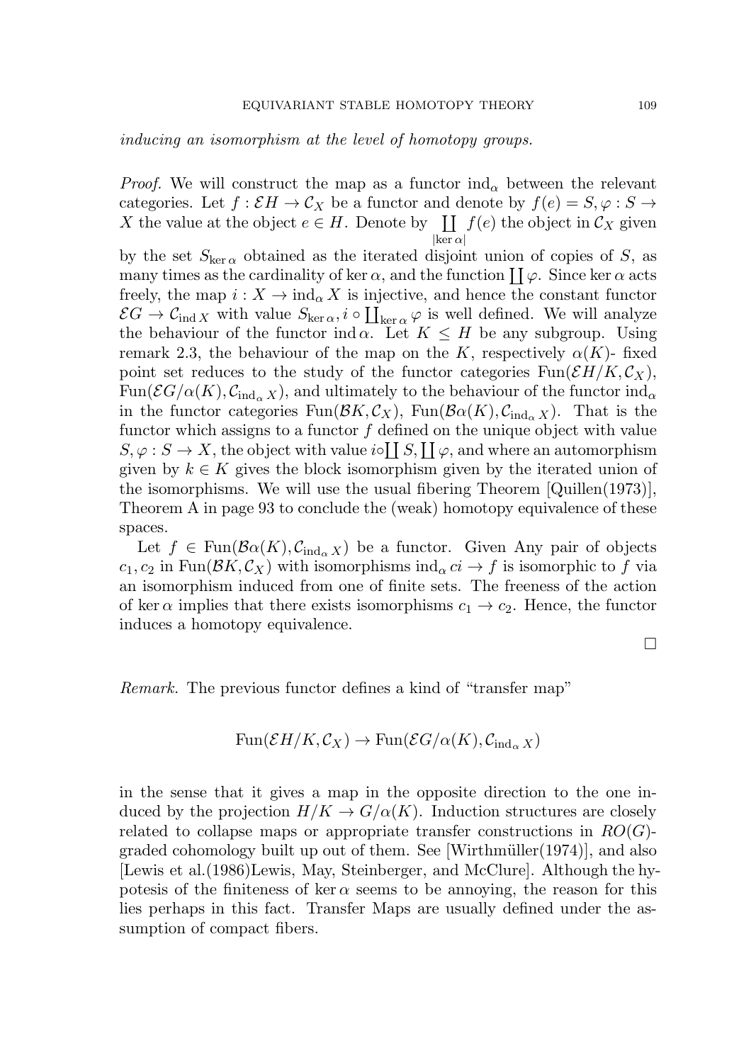*inducing an isomorphism at the level of homotopy groups.*

*Proof.* We will construct the map as a functor $\mathrm{ind}_\alpha$ between the relevant categories. Let $f : \mathcal{E}H \to \mathcal{C}_X$ be a functor and denote by $f(e) = S, \varphi : S \to X$ the value at the object $e \in H$. Denote by $\coprod_{|\ker\alpha|} f(e)$ the object in $\mathcal{C}_X$ given by the set $S_{\ker\alpha}$ obtained as the iterated disjoint union of copies of $S$, as many times as the cardinality of $\ker\alpha$, and the function $\coprod\varphi$. Since $\ker\alpha$ acts freely, the map $i : X \to \mathrm{ind}_\alpha X$ is injective, and hence the constant functor $\mathcal{E}G \to \mathcal{C}_{\mathrm{ind}\, X}$ with value $S_{\ker\alpha}, i \circ \coprod_{\ker\alpha}\varphi$ is well defined. We will analyze the behaviour of the functor $\mathrm{ind}\,\alpha$. Let $K \leq H$ be any subgroup. Using remark 2.3, the behaviour of the map on the $K$, respectively $\alpha(K)$- fixed point set reduces to the study of the functor categories $\mathrm{Fun}(\mathcal{E}H/K, \mathcal{C}_X)$, $\mathrm{Fun}(\mathcal{E}G/\alpha(K), \mathcal{C}_{\mathrm{ind}_\alpha X})$, and ultimately to the behaviour of the functor $\mathrm{ind}_\alpha$ in the functor categories $\mathrm{Fun}(\mathcal{B}K, \mathcal{C}_X)$, $\mathrm{Fun}(\mathcal{B}\alpha(K), \mathcal{C}_{\mathrm{ind}_\alpha X})$. That is the functor which assigns to a functor $f$ defined on the unique object with value $S, \varphi : S \to X$, the object with value $i\circ\coprod S, \coprod\varphi$, and where an automorphism given by $k \in K$ gives the block isomorphism given by the iterated union of the isomorphisms. We will use the usual fibering Theorem [Quillen(1973)], Theorem A in page 93 to conclude the (weak) homotopy equivalence of these spaces.

Let $f \in \mathrm{Fun}(\mathcal{B}\alpha(K), \mathcal{C}_{\mathrm{ind}_\alpha X})$ be a functor. Given Any pair of objects $c_1, c_2$ in $\mathrm{Fun}(\mathcal{B}K, \mathcal{C}_X)$ with isomorphisms $\mathrm{ind}_\alpha ci \to f$ is isomorphic to $f$ via an isomorphism induced from one of finite sets. The freeness of the action of $\ker\alpha$ implies that there exists isomorphisms $c_1 \to c_2$. Hence, the functor induces a homotopy equivalence.

□

*Remark.* The previous functor defines a kind of "transfer map"

$$\mathrm{Fun}(\mathcal{E}H/K, \mathcal{C}_X) \to \mathrm{Fun}(\mathcal{E}G/\alpha(K), \mathcal{C}_{\mathrm{ind}_\alpha X})$$

in the sense that it gives a map in the opposite direction to the one induced by the projection $H/K \to G/\alpha(K)$. Induction structures are closely related to collapse maps or appropriate transfer constructions in $RO(G)$-graded cohomology built up out of them. See [Wirthmüller(1974)], and also [Lewis et al.(1986)Lewis, May, Steinberger, and McClure]. Although the hypotesis of the finiteness of $\ker\alpha$ seems to be annoying, the reason for this lies perhaps in this fact. Transfer Maps are usually defined under the assumption of compact fibers.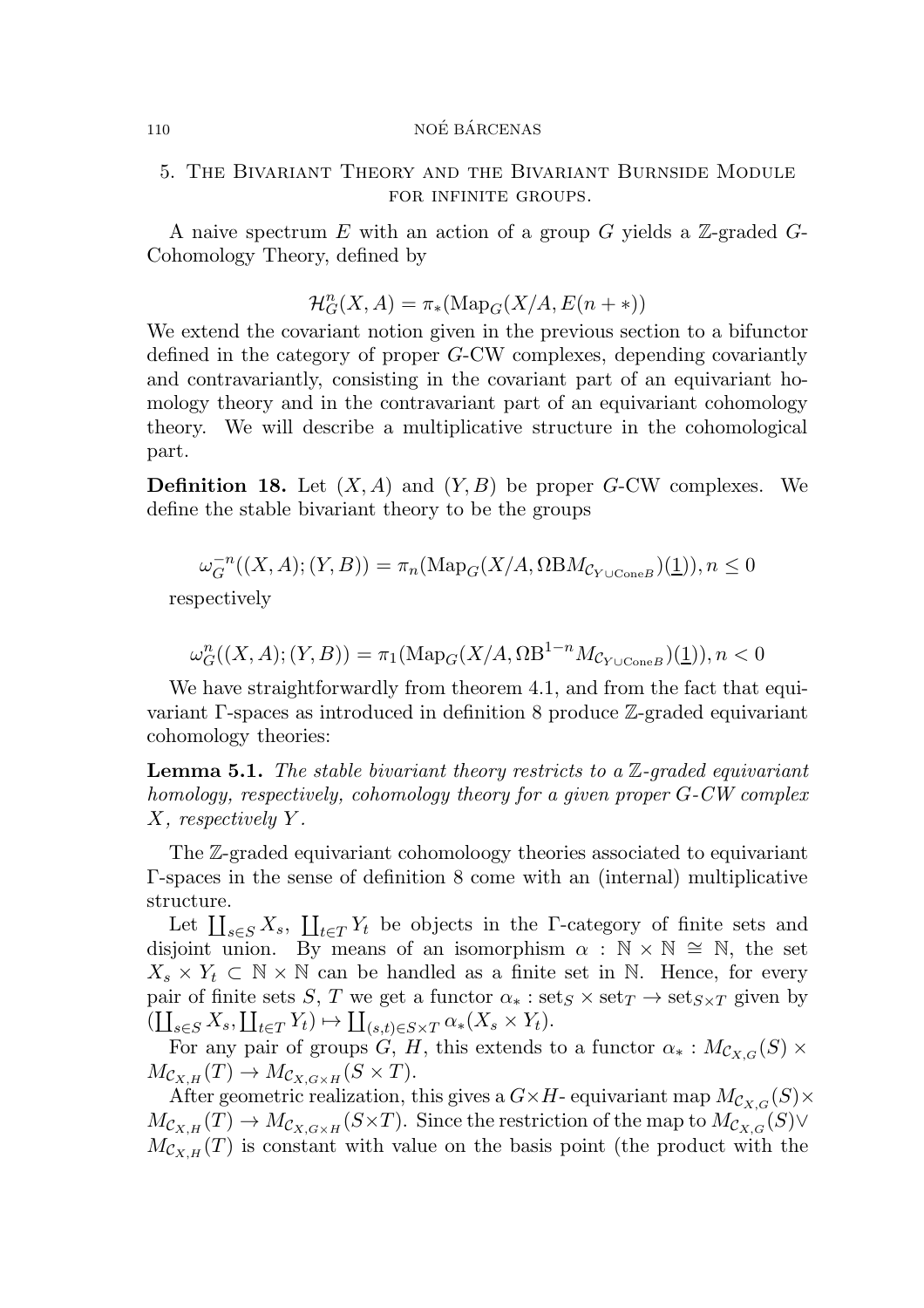## 5. The Bivariant Theory and the Bivariant Burnside Module for infinite groups.

A naive spectrum $E$ with an action of a group $G$ yields a $\mathbb{Z}$-graded $G$-Cohomology Theory, defined by

$$\mathcal{H}^n_G(X, A) = \pi_*(\mathrm{Map}_G(X/A, E(n + *))$$

We extend the covariant notion given in the previous section to a bifunctor defined in the category of proper $G$-CW complexes, depending covariantly and contravariantly, consisting in the covariant part of an equivariant homology theory and in the contravariant part of an equivariant cohomology theory. We will describe a multiplicative structure in the cohomological part.

**Definition 18.** Let $(X, A)$ and $(Y, B)$ be proper $G$-CW complexes. We define the stable bivariant theory to be the groups

$$\omega^{-n}_G((X, A); (Y, B)) = \pi_n(\mathrm{Map}_G(X/A, \Omega \mathrm{B} M_{\mathcal{C}_{Y \cup \mathrm{Cone} B}})(\underline{1})), n \leq 0$$

respectively

$$\omega^{n}_G((X, A); (Y, B)) = \pi_1(\mathrm{Map}_G(X/A, \Omega \mathrm{B}^{1-n} M_{\mathcal{C}_{Y \cup \mathrm{Cone} B}})(\underline{1})), n < 0$$

We have straightforwardly from theorem 4.1, and from the fact that equivariant $\Gamma$-spaces as introduced in definition 8 produce $\mathbb{Z}$-graded equivariant cohomology theories:

**Lemma 5.1.** *The stable bivariant theory restricts to a $\mathbb{Z}$-graded equivariant homology, respectively, cohomology theory for a given proper $G$-CW complex $X$, respectively $Y$.*

The $\mathbb{Z}$-graded equivariant cohomoloogy theories associated to equivariant $\Gamma$-spaces in the sense of definition 8 come with an (internal) multiplicative structure.

Let $\coprod_{s \in S} X_s$, $\coprod_{t \in T} Y_t$ be objects in the $\Gamma$-category of finite sets and disjoint union. By means of an isomorphism $\alpha : \mathbb{N} \times \mathbb{N} \cong \mathbb{N}$, the set $X_s \times Y_t \subset \mathbb{N} \times \mathbb{N}$ can be handled as a finite set in $\mathbb{N}$. Hence, for every pair of finite sets $S$, $T$ we get a functor $\alpha_* : \mathrm{set}_S \times \mathrm{set}_T \to \mathrm{set}_{S \times T}$ given by $(\coprod_{s \in S} X_s, \coprod_{t \in T} Y_t) \mapsto \coprod_{(s,t) \in S \times T} \alpha_*(X_s \times Y_t)$.

For any pair of groups $G$, $H$, this extends to a functor $\alpha_* : M_{\mathcal{C}_{X,G}}(S) \times M_{\mathcal{C}_{X,H}}(T) \to M_{\mathcal{C}_{X,G \times H}}(S \times T)$.

After geometric realization, this gives a $G \times H$- equivariant map $M_{\mathcal{C}_{X,G}}(S) \times M_{\mathcal{C}_{X,H}}(T) \to M_{\mathcal{C}_{X,G \times H}}(S \times T)$. Since the restriction of the map to $M_{\mathcal{C}_{X,G}}(S) \vee M_{\mathcal{C}_{X,H}}(T)$ is constant with value on the basis point (the product with the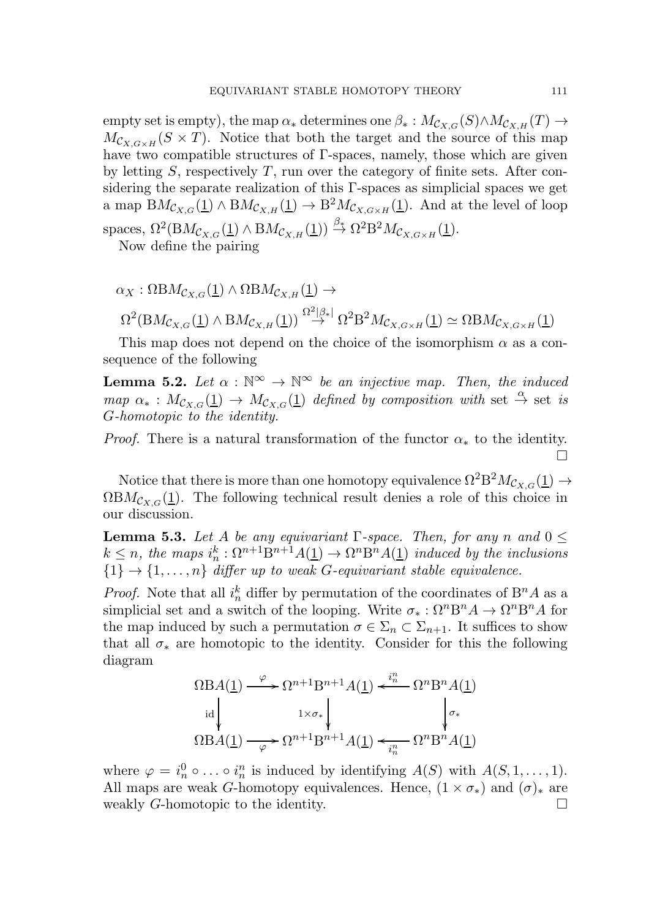empty set is empty), the map $\alpha_*$ determines one $\beta_* : M_{\mathcal{C}_{X,G}}(S) \wedge M_{\mathcal{C}_{X,H}}(T) \to M_{\mathcal{C}_{X,G\times H}}(S \times T)$. Notice that both the target and the source of this map have two compatible structures of $\Gamma$-spaces, namely, those which are given by letting $S$, respectively $T$, run over the category of finite sets. After considering the separate realization of this $\Gamma$-spaces as simplicial spaces we get a map $\mathrm{B}M_{\mathcal{C}_{X,G}}(\underline{1}) \wedge \mathrm{B}M_{\mathcal{C}_{X,H}}(\underline{1}) \to \mathrm{B}^2 M_{\mathcal{C}_{X,G\times H}}(\underline{1})$. And at the level of loop spaces, $\Omega^2(\mathrm{B}M_{\mathcal{C}_{X,G}}(\underline{1}) \wedge \mathrm{B}M_{\mathcal{C}_{X,H}}(\underline{1})) \xrightarrow{\beta_*} \Omega^2\mathrm{B}^2 M_{\mathcal{C}_{X,G\times H}}(\underline{1})$.

Now define the pairing

$$\alpha_X : \Omega\mathrm{B}M_{\mathcal{C}_{X,G}}(\underline{1}) \wedge \Omega\mathrm{B}M_{\mathcal{C}_{X,H}}(\underline{1}) \to$$
$$\Omega^2(\mathrm{B}M_{\mathcal{C}_{X,G}}(\underline{1}) \wedge \mathrm{B}M_{\mathcal{C}_{X,H}}(\underline{1})) \xrightarrow{\Omega^2|\beta_*|} \Omega^2\mathrm{B}^2 M_{\mathcal{C}_{X,G\times H}}(\underline{1}) \simeq \Omega\mathrm{B}M_{\mathcal{C}_{X,G\times H}}(\underline{1})$$

This map does not depend on the choice of the isomorphism $\alpha$ as a consequence of the following

**Lemma 5.2.** *Let $\alpha : \mathbb{N}^\infty \to \mathbb{N}^\infty$ be an injective map. Then, the induced map $\alpha_* : M_{\mathcal{C}_{X,G}}(\underline{1}) \to M_{\mathcal{C}_{X,G}}(\underline{1})$ defined by composition with* set $\xrightarrow{\alpha}$ set *is $G$-homotopic to the identity.*

*Proof.* There is a natural transformation of the functor $\alpha_*$ to the identity. □

Notice that there is more than one homotopy equivalence $\Omega^2\mathrm{B}^2 M_{\mathcal{C}_{X,G}}(\underline{1}) \to \Omega\mathrm{B}M_{\mathcal{C}_{X,G}}(\underline{1})$. The following technical result denies a role of this choice in our discussion.

**Lemma 5.3.** *Let $A$ be any equivariant $\Gamma$-space. Then, for any $n$ and $0 \leq k \leq n$, the maps $i_n^k : \Omega^{n+1}\mathrm{B}^{n+1}A(\underline{1}) \to \Omega^n\mathrm{B}^n A(\underline{1})$ induced by the inclusions $\{1\} \to \{1, \ldots, n\}$ differ up to weak $G$-equivariant stable equivalence.*

*Proof.* Note that all $i_n^k$ differ by permutation of the coordinates of $\mathrm{B}^n A$ as a simplicial set and a switch of the looping. Write $\sigma_* : \Omega^n\mathrm{B}^n A \to \Omega^n\mathrm{B}^n A$ for the map induced by such a permutation $\sigma \in \Sigma_n \subset \Sigma_{n+1}$. It suffices to show that all $\sigma_*$ are homotopic to the identity. Consider for this the following diagram

$$\begin{array}{ccccc}
\Omega\mathrm{B}A(\underline{1}) & \xrightarrow{\varphi} & \Omega^{n+1}\mathrm{B}^{n+1}A(\underline{1}) & \xleftarrow{i_n^n} & \Omega^n\mathrm{B}^n A(\underline{1}) \\
\downarrow{\scriptstyle \mathrm{id}} & & \downarrow{\scriptstyle 1\times\sigma_*} & & \downarrow{\scriptstyle \sigma_*} \\
\Omega\mathrm{B}A(\underline{1}) & \xrightarrow[\varphi]{} & \Omega^{n+1}\mathrm{B}^{n+1}A(\underline{1}) & \xleftarrow[i_n^n]{} & \Omega^n\mathrm{B}^n A(\underline{1})
\end{array}$$

where $\varphi = i_n^0 \circ \ldots \circ i_n^n$ is induced by identifying $A(S)$ with $A(S, 1, \ldots, 1)$. All maps are weak $G$-homotopy equivalences. Hence, $(1 \times \sigma_*)$ and $(\sigma)_*$ are weakly $G$-homotopic to the identity. □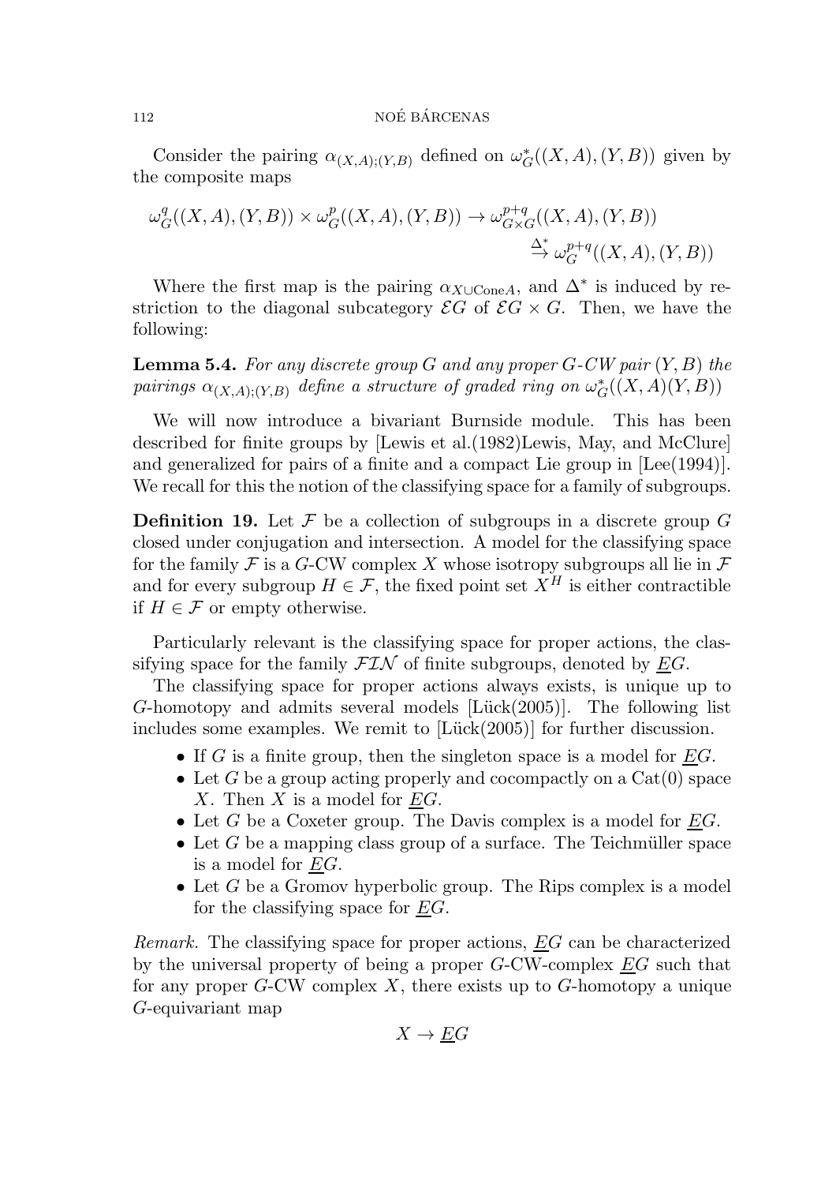Consider the pairing $\alpha_{(X,A);(Y,B)}$ defined on $\omega^*_G((X,A),(Y,B))$ given by the composite maps

$$\omega^q_G((X,A),(Y,B)) \times \omega^p_G((X,A),(Y,B)) \to \omega^{p+q}_{G\times G}((X,A),(Y,B)) \\ \overset{\Delta^*}{\to} \omega^{p+q}_G((X,A),(Y,B))$$

Where the first map is the pairing $\alpha_{X\cup \mathrm{Cone}A}$, and $\Delta^*$ is induced by restriction to the diagonal subcategory $\mathcal{E}G$ of $\mathcal{E}G \times G$. Then, we have the following:

**Lemma 5.4.** *For any discrete group $G$ and any proper $G$-CW pair $(Y,B)$ the pairings $\alpha_{(X,A);(Y,B)}$ define a structure of graded ring on $\omega^*_G((X,A)(Y,B))$*

We will now introduce a bivariant Burnside module. This has been described for finite groups by [Lewis et al.(1982)Lewis, May, and McClure] and generalized for pairs of a finite and a compact Lie group in [Lee(1994)]. We recall for this the notion of the classifying space for a family of subgroups.

**Definition 19.** Let $\mathcal{F}$ be a collection of subgroups in a discrete group $G$ closed under conjugation and intersection. A model for the classifying space for the family $\mathcal{F}$ is a $G$-CW complex $X$ whose isotropy subgroups all lie in $\mathcal{F}$ and for every subgroup $H \in \mathcal{F}$, the fixed point set $X^H$ is either contractible if $H \in \mathcal{F}$ or empty otherwise.

Particularly relevant is the classifying space for proper actions, the classifying space for the family $\mathcal{FIN}$ of finite subgroups, denoted by $\underline{E}G$.

The classifying space for proper actions always exists, is unique up to $G$-homotopy and admits several models [Lück(2005)]. The following list includes some examples. We remit to [Lück(2005)] for further discussion.

- If $G$ is a finite group, then the singleton space is a model for $\underline{E}G$.
- Let $G$ be a group acting properly and cocompactly on a $\mathrm{Cat}(0)$ space $X$. Then $X$ is a model for $\underline{E}G$.
- Let $G$ be a Coxeter group. The Davis complex is a model for $\underline{E}G$.
- Let $G$ be a mapping class group of a surface. The Teichmüller space is a model for $\underline{E}G$.
- Let $G$ be a Gromov hyperbolic group. The Rips complex is a model for the classifying space for $\underline{E}G$.

*Remark.* The classifying space for proper actions, $\underline{E}G$ can be characterized by the universal property of being a proper $G$-CW-complex $\underline{E}G$ such that for any proper $G$-CW complex $X$, there exists up to $G$-homotopy a unique $G$-equivariant map

$$X \to \underline{E}G$$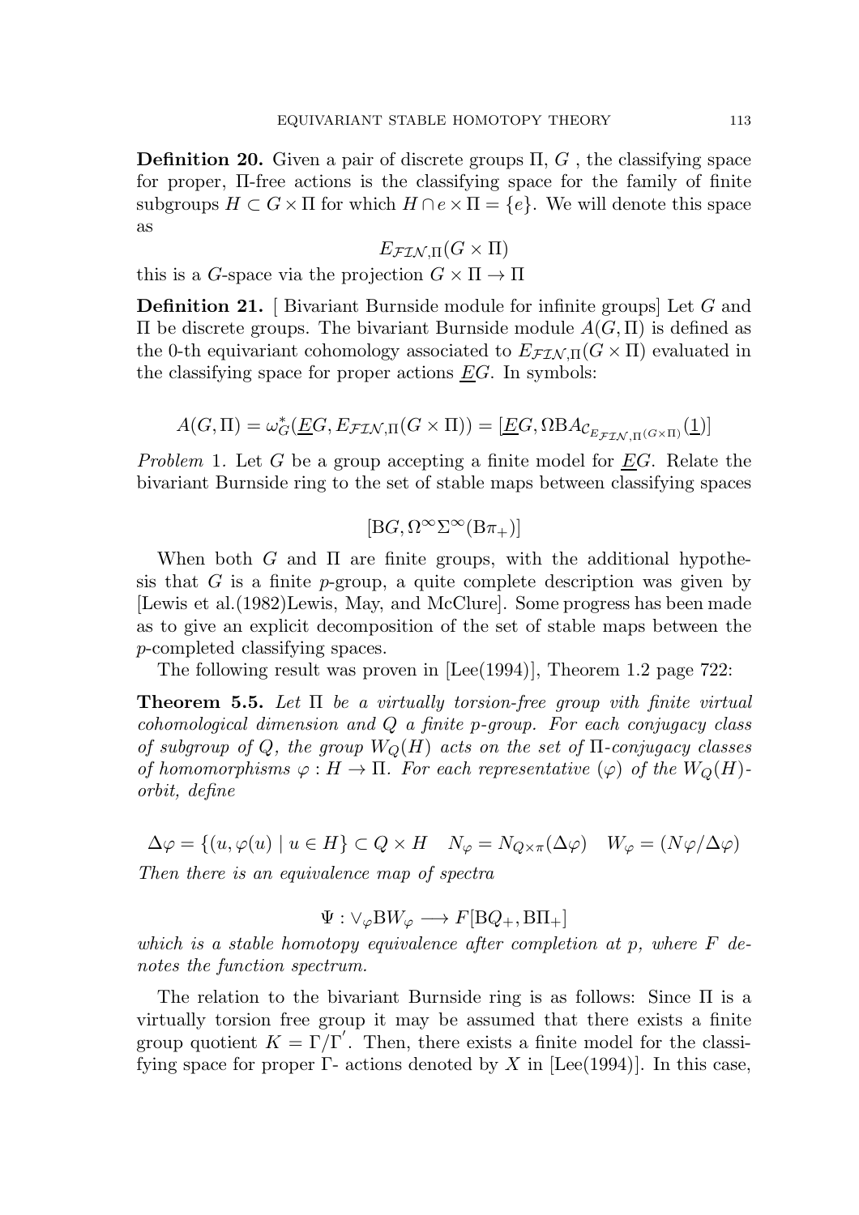**Definition 20.** Given a pair of discrete groups $\Pi$, $G$ , the classifying space for proper, $\Pi$-free actions is the classifying space for the family of finite subgroups $H \subset G \times \Pi$ for which $H \cap e \times \Pi = \{e\}$. We will denote this space as

$$E_{\mathcal{FIN},\Pi}(G \times \Pi)$$

this is a $G$-space via the projection $G \times \Pi \to \Pi$

**Definition 21.** [ Bivariant Burnside module for infinite groups] Let $G$ and $\Pi$ be discrete groups. The bivariant Burnside module $A(G, \Pi)$ is defined as the 0-th equivariant cohomology associated to $E_{\mathcal{FIN},\Pi}(G \times \Pi)$ evaluated in the classifying space for proper actions $\underline{E}G$. In symbols:

$$A(G, \Pi) = \omega^*_G(\underline{E}G, E_{\mathcal{FIN},\Pi}(G \times \Pi)) = [\underline{E}G, \Omega \mathrm{B}A_{\mathcal{C}_{E_{\mathcal{FIN},\Pi}(G\times\Pi)}}(\underline{1})]$$

*Problem* 1. Let $G$ be a group accepting a finite model for $\underline{E}G$. Relate the bivariant Burnside ring to the set of stable maps between classifying spaces

$$[\mathrm{B}G, \Omega^\infty\Sigma^\infty(\mathrm{B}\pi_+)]$$

When both $G$ and $\Pi$ are finite groups, with the additional hypothesis that $G$ is a finite $p$-group, a quite complete description was given by [Lewis et al.(1982)Lewis, May, and McClure]. Some progress has been made as to give an explicit decomposition of the set of stable maps between the $p$-completed classifying spaces.

The following result was proven in [Lee(1994)], Theorem 1.2 page 722:

**Theorem 5.5.** *Let $\Pi$ be a virtually torsion-free group vith finite virtual cohomological dimension and $Q$ a finite $p$-group. For each conjugacy class of subgroup of $Q$, the group $W_Q(H)$ acts on the set of $\Pi$-conjugacy classes of homomorphisms $\varphi : H \to \Pi$. For each representative $(\varphi)$ of the $W_Q(H)$-orbit, define*

$$\Delta\varphi = \{(u, \varphi(u) \mid u \in H\} \subset Q \times H \quad N_\varphi = N_{Q\times\pi}(\Delta\varphi) \quad W_\varphi = (N\varphi/\Delta\varphi)$$

*Then there is an equivalence map of spectra*

$$\Psi : \vee_\varphi \mathrm{B}W_\varphi \longrightarrow F[\mathrm{B}Q_+, \mathrm{B}\Pi_+]$$

*which is a stable homotopy equivalence after completion at $p$, where $F$ denotes the function spectrum.*

The relation to the bivariant Burnside ring is as follows: Since $\Pi$ is a virtually torsion free group it may be assumed that there exists a finite group quotient $K = \Gamma/\Gamma'$. Then, there exists a finite model for the classifying space for proper $\Gamma$- actions denoted by $X$ in [Lee(1994)]. In this case,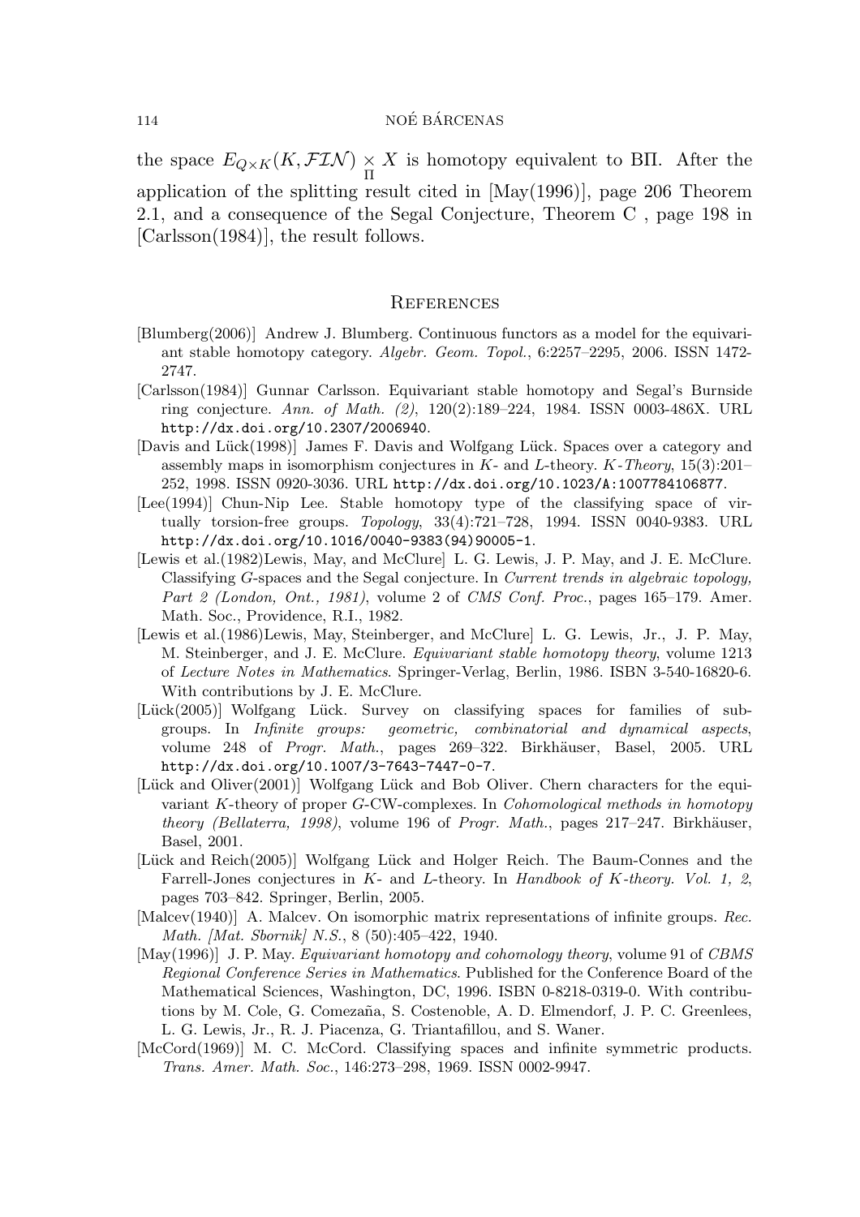the space $E_{Q\times K}(K,\mathcal{FIN}) \underset{\Pi}{\times} X$ is homotopy equivalent to B$\Pi$. After the application of the splitting result cited in [May(1996)], page 206 Theorem 2.1, and a consequence of the Segal Conjecture, Theorem C , page 198 in [Carlsson(1984)], the result follows.

## References

[Blumberg(2006)] Andrew J. Blumberg. Continuous functors as a model for the equivariant stable homotopy category. *Algebr. Geom. Topol.*, 6:2257–2295, 2006. ISSN 1472-2747.

[Carlsson(1984)] Gunnar Carlsson. Equivariant stable homotopy and Segal's Burnside ring conjecture. *Ann. of Math. (2)*, 120(2):189–224, 1984. ISSN 0003-486X. URL `http://dx.doi.org/10.2307/2006940`.

[Davis and Lück(1998)] James F. Davis and Wolfgang Lück. Spaces over a category and assembly maps in isomorphism conjectures in $K$- and $L$-theory. *$K$-Theory*, 15(3):201–252, 1998. ISSN 0920-3036. URL `http://dx.doi.org/10.1023/A:1007784106877`.

[Lee(1994)] Chun-Nip Lee. Stable homotopy type of the classifying space of virtually torsion-free groups. *Topology*, 33(4):721–728, 1994. ISSN 0040-9383. URL `http://dx.doi.org/10.1016/0040-9383(94)90005-1`.

[Lewis et al.(1982)Lewis, May, and McClure] L. G. Lewis, J. P. May, and J. E. McClure. Classifying $G$-spaces and the Segal conjecture. In *Current trends in algebraic topology, Part 2 (London, Ont., 1981)*, volume 2 of *CMS Conf. Proc.*, pages 165–179. Amer. Math. Soc., Providence, R.I., 1982.

[Lewis et al.(1986)Lewis, May, Steinberger, and McClure] L. G. Lewis, Jr., J. P. May, M. Steinberger, and J. E. McClure. *Equivariant stable homotopy theory*, volume 1213 of *Lecture Notes in Mathematics*. Springer-Verlag, Berlin, 1986. ISBN 3-540-16820-6. With contributions by J. E. McClure.

[Lück(2005)] Wolfgang Lück. Survey on classifying spaces for families of subgroups. In *Infinite groups: geometric, combinatorial and dynamical aspects*, volume 248 of *Progr. Math.*, pages 269–322. Birkhäuser, Basel, 2005. URL `http://dx.doi.org/10.1007/3-7643-7447-0-7`.

[Lück and Oliver(2001)] Wolfgang Lück and Bob Oliver. Chern characters for the equivariant $K$-theory of proper $G$-CW-complexes. In *Cohomological methods in homotopy theory (Bellaterra, 1998)*, volume 196 of *Progr. Math.*, pages 217–247. Birkhäuser, Basel, 2001.

[Lück and Reich(2005)] Wolfgang Lück and Holger Reich. The Baum-Connes and the Farrell-Jones conjectures in $K$- and $L$-theory. In *Handbook of $K$-theory. Vol. 1, 2*, pages 703–842. Springer, Berlin, 2005.

[Malcev(1940)] A. Malcev. On isomorphic matrix representations of infinite groups. *Rec. Math. [Mat. Sbornik] N.S.*, 8 (50):405–422, 1940.

[May(1996)] J. P. May. *Equivariant homotopy and cohomology theory*, volume 91 of *CBMS Regional Conference Series in Mathematics*. Published for the Conference Board of the Mathematical Sciences, Washington, DC, 1996. ISBN 0-8218-0319-0. With contributions by M. Cole, G. Comezaña, S. Costenoble, A. D. Elmendorf, J. P. C. Greenlees, L. G. Lewis, Jr., R. J. Piacenza, G. Triantafillou, and S. Waner.

[McCord(1969)] M. C. McCord. Classifying spaces and infinite symmetric products. *Trans. Amer. Math. Soc.*, 146:273–298, 1969. ISSN 0002-9947.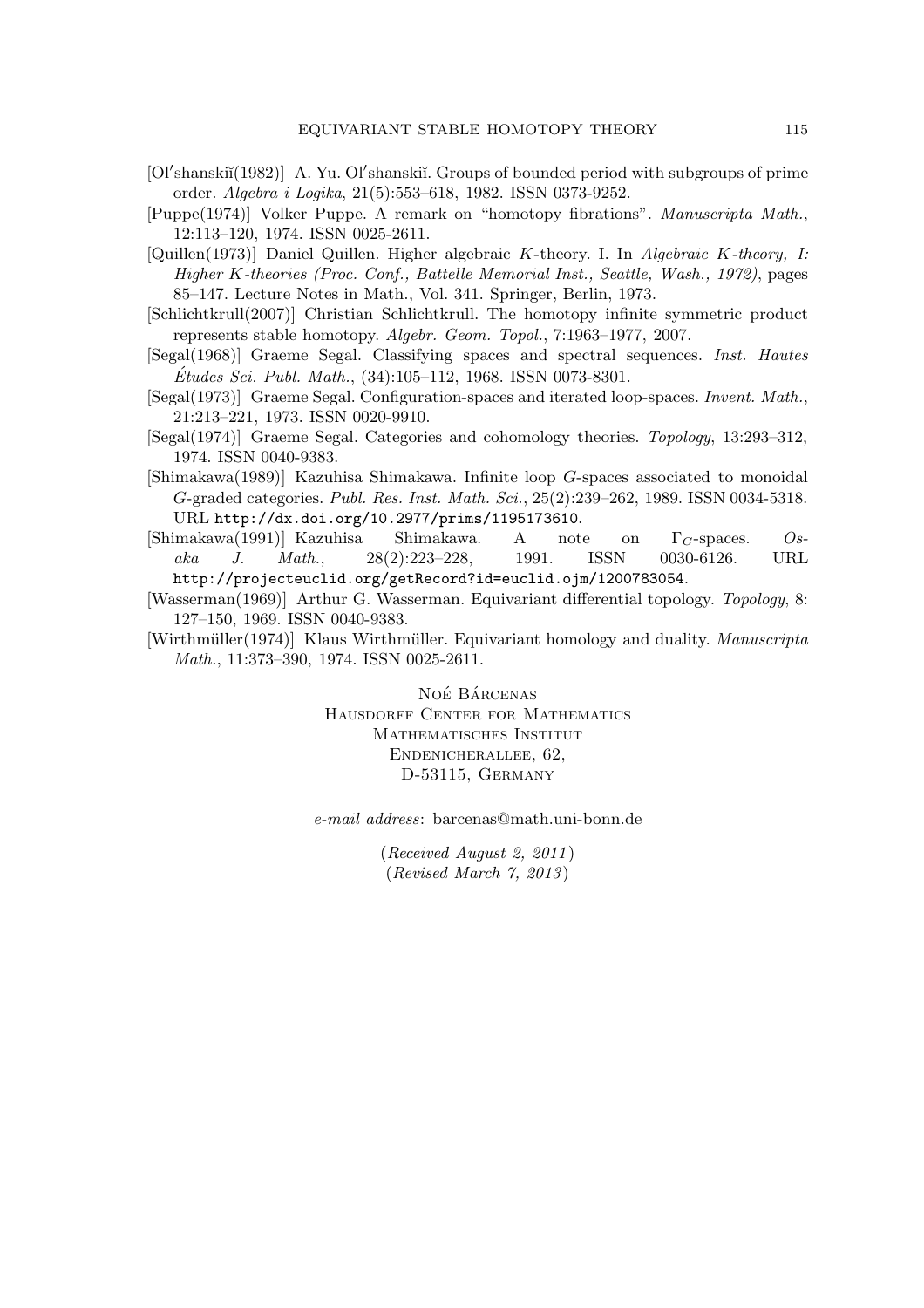[Ol′shanskiĭ(1982)] A. Yu. Ol′shanskiĭ. Groups of bounded period with subgroups of prime order. *Algebra i Logika*, 21(5):553–618, 1982. ISSN 0373-9252.

[Puppe(1974)] Volker Puppe. A remark on "homotopy fibrations". *Manuscripta Math.*, 12:113–120, 1974. ISSN 0025-2611.

[Quillen(1973)] Daniel Quillen. Higher algebraic $K$-theory. I. In *Algebraic $K$-theory, I: Higher $K$-theories (Proc. Conf., Battelle Memorial Inst., Seattle, Wash., 1972)*, pages 85–147. Lecture Notes in Math., Vol. 341. Springer, Berlin, 1973.

[Schlichtkrull(2007)] Christian Schlichtkrull. The homotopy infinite symmetric product represents stable homotopy. *Algebr. Geom. Topol.*, 7:1963–1977, 2007.

[Segal(1968)] Graeme Segal. Classifying spaces and spectral sequences. *Inst. Hautes Études Sci. Publ. Math.*, (34):105–112, 1968. ISSN 0073-8301.

[Segal(1973)] Graeme Segal. Configuration-spaces and iterated loop-spaces. *Invent. Math.*, 21:213–221, 1973. ISSN 0020-9910.

[Segal(1974)] Graeme Segal. Categories and cohomology theories. *Topology*, 13:293–312, 1974. ISSN 0040-9383.

[Shimakawa(1989)] Kazuhisa Shimakawa. Infinite loop $G$-spaces associated to monoidal $G$-graded categories. *Publ. Res. Inst. Math. Sci.*, 25(2):239–262, 1989. ISSN 0034-5318. URL http://dx.doi.org/10.2977/prims/1195173610.

[Shimakawa(1991)] Kazuhisa Shimakawa. A note on $\Gamma_G$-spaces. *Osaka J. Math.*, 28(2):223–228, 1991. ISSN 0030-6126. URL http://projecteuclid.org/getRecord?id=euclid.ojm/1200783054.

[Wasserman(1969)] Arthur G. Wasserman. Equivariant differential topology. *Topology*, 8: 127–150, 1969. ISSN 0040-9383.

[Wirthmüller(1974)] Klaus Wirthmüller. Equivariant homology and duality. *Manuscripta Math.*, 11:373–390, 1974. ISSN 0025-2611.

Noé Bárcenas
Hausdorff Center for Mathematics
Mathematisches Institut
Endenicherallee, 62,
D-53115, Germany

*e-mail address*: barcenas@math.uni-bonn.de

(*Received August 2, 2011*)
(*Revised March 7, 2013*)